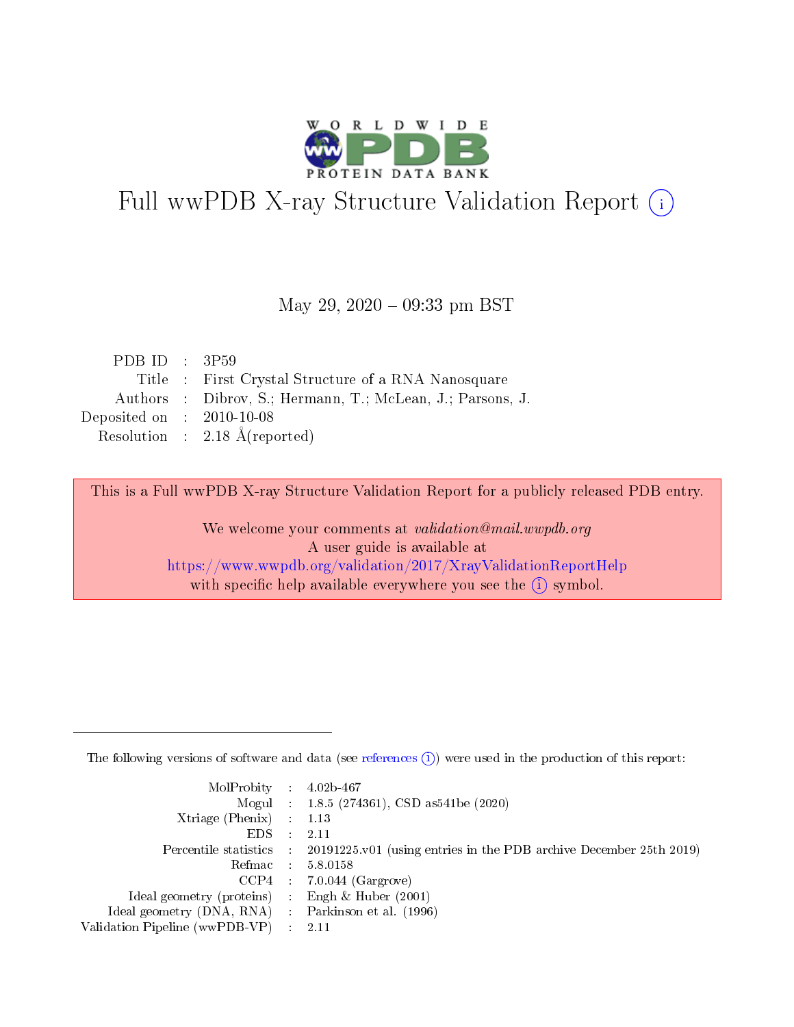# Full wwPDB X-ray Structure Validation Report (i)

May 29, 2020 – 09:33 pm BST

| | | |
|---|---|---|
| PDB ID | : | 3P59 |
| Title | : | First Crystal Structure of a RNA Nanosquare |
| Authors | : | Dibrov, S.; Hermann, T.; McLean, J.; Parsons, J. |
| Deposited on | : | 2010-10-08 |
| Resolution | : | 2.18 Å(reported) |

This is a Full wwPDB X-ray Structure Validation Report for a publicly released PDB entry.

We welcome your comments at *validation@mail.wwpdb.org*
A user guide is available at
https://www.wwpdb.org/validation/2017/XrayValidationReportHelp
with specific help available everywhere you see the (i) symbol.

---

The following versions of software and data (see references (i)) were used in the production of this report:

| | | |
|---|---|---|
| MolProbity | : | 4.02b-467 |
| Mogul | : | 1.8.5 (274361), CSD as541be (2020) |
| Xtriage (Phenix) | : | 1.13 |
| EDS | : | 2.11 |
| Percentile statistics | : | 20191225.v01 (using entries in the PDB archive December 25th 2019) |
| Refmac | : | 5.8.0158 |
| CCP4 | : | 7.0.044 (Gargrove) |
| Ideal geometry (proteins) | : | Engh & Huber (2001) |
| Ideal geometry (DNA, RNA) | : | Parkinson et al. (1996) |
| Validation Pipeline (wwPDB-VP) | : | 2.11 |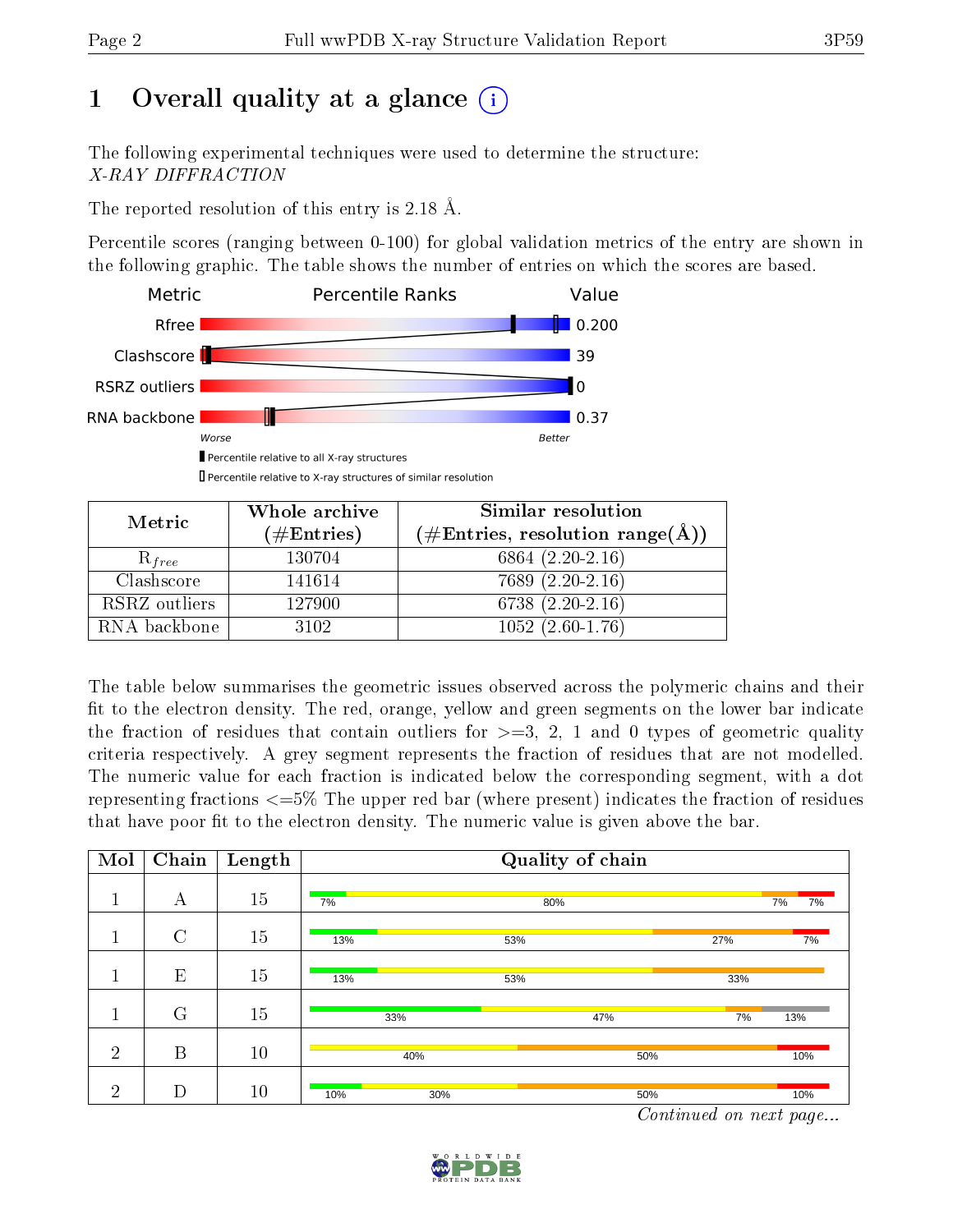# 1 Overall quality at a glance (i)

The following experimental techniques were used to determine the structure:
*X-RAY DIFFRACTION*

The reported resolution of this entry is 2.18 Å.

Percentile scores (ranging between 0-100) for global validation metrics of the entry are shown in the following graphic. The table shows the number of entries on which the scores are based.

| Metric | Value |
|---|---|
| Rfree | 0.200 |
| Clashscore | 39 |
| RSRZ outliers | 0 |
| RNA backbone | 0.37 |

Worse — Better

▮ Percentile relative to all X-ray structures
▯ Percentile relative to X-ray structures of similar resolution

| Metric | Whole archive (#Entries) | Similar resolution (#Entries, resolution range(Å)) |
|---|---|---|
| $R_{free}$ | 130704 | 6864 (2.20-2.16) |
| Clashscore | 141614 | 7689 (2.20-2.16) |
| RSRZ outliers | 127900 | 6738 (2.20-2.16) |
| RNA backbone | 3102 | 1052 (2.60-1.76) |

The table below summarises the geometric issues observed across the polymeric chains and their fit to the electron density. The red, orange, yellow and green segments on the lower bar indicate the fraction of residues that contain outliers for >=3, 2, 1 and 0 types of geometric quality criteria respectively. A grey segment represents the fraction of residues that are not modelled. The numeric value for each fraction is indicated below the corresponding segment, with a dot representing fractions <=5% The upper red bar (where present) indicates the fraction of residues that have poor fit to the electron density. The numeric value is given above the bar.

| Mol | Chain | Length | Quality of chain |
|---|---|---|---|
| 1 | A | 15 | 7% · 80% · 7% · 7% |
| 1 | C | 15 | 13% · 53% · 27% · 7% |
| 1 | E | 15 | 13% · 53% · 33% |
| 1 | G | 15 | 33% · 47% · 7% · 13% |
| 2 | B | 10 | 40% · 50% · 10% |
| 2 | D | 10 | 10% · 30% · 50% · 10% |

*Continued on next page...*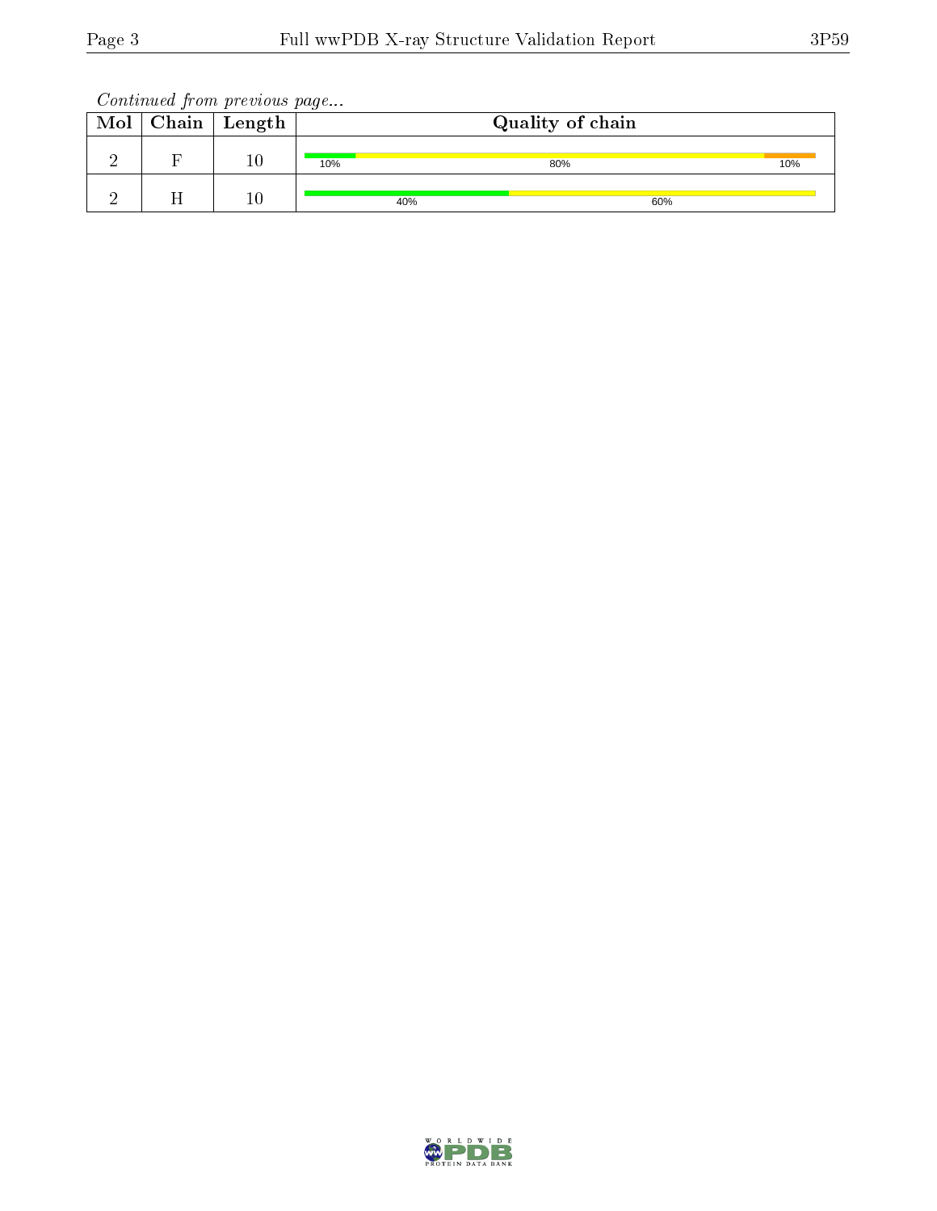*Continued from previous page...*

| Mol | Chain | Length | Quality of chain |
|---|---|---|---|
| 2 | F | 10 | 10% 80% 10% |
| 2 | H | 10 | 40% 60% |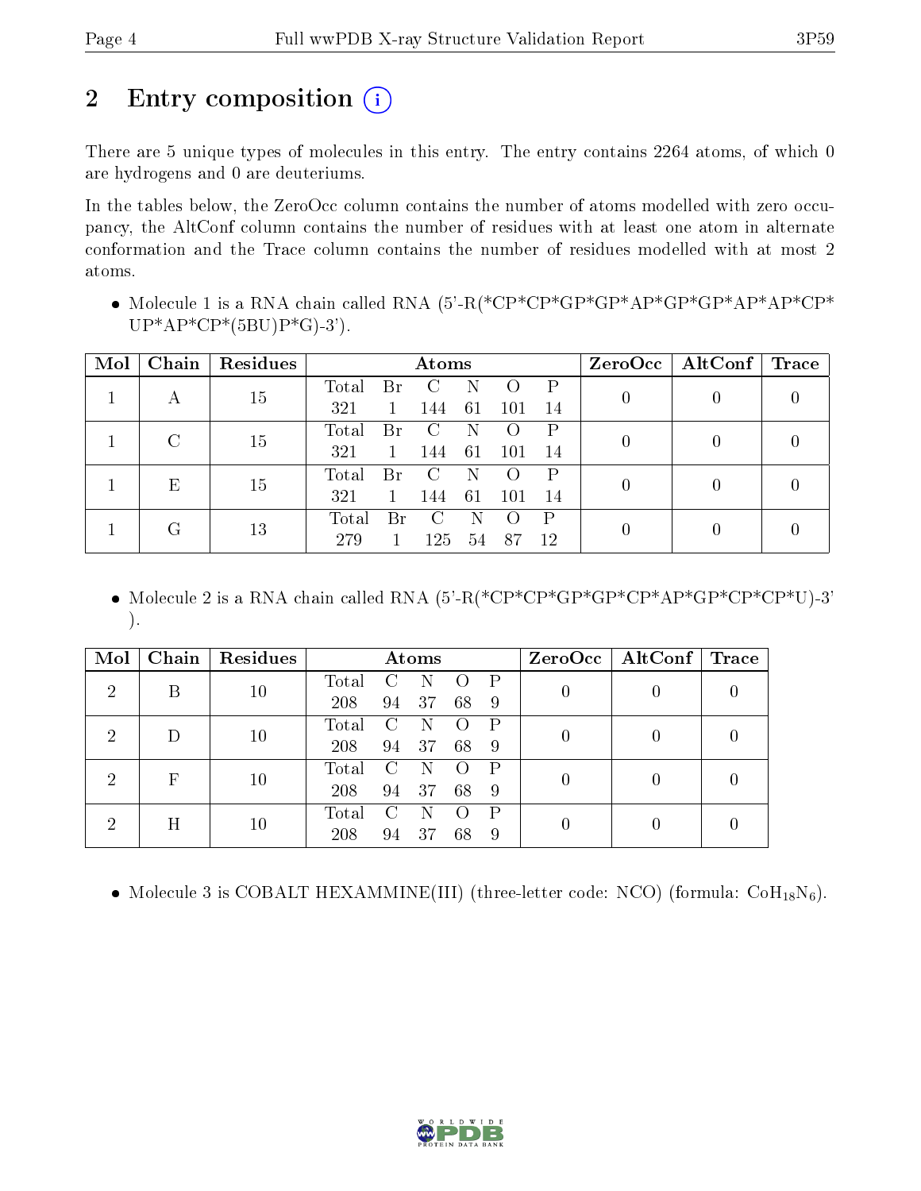# 2 Entry composition

There are 5 unique types of molecules in this entry. The entry contains 2264 atoms, of which 0 are hydrogens and 0 are deuteriums.

In the tables below, the ZeroOcc column contains the number of atoms modelled with zero occupancy, the AltConf column contains the number of residues with at least one atom in alternate conformation and the Trace column contains the number of residues modelled with at most 2 atoms.

- Molecule 1 is a RNA chain called RNA (5'-R(*CP*CP*GP*GP*AP*GP*GP*AP*AP*CP*UP*AP*CP*(5BU)P*G)-3').

| Mol | Chain | Residues | Atoms | | | | | | ZeroOcc | AltConf | Trace |
|---|---|---|---|---|---|---|---|---|---|---|---|
| 1 | A | 15 | Total 321 | Br 1 | C 144 | N 61 | O 101 | P 14 | 0 | 0 | 0 |
| 1 | C | 15 | Total 321 | Br 1 | C 144 | N 61 | O 101 | P 14 | 0 | 0 | 0 |
| 1 | E | 15 | Total 321 | Br 1 | C 144 | N 61 | O 101 | P 14 | 0 | 0 | 0 |
| 1 | G | 13 | Total 279 | Br 1 | C 125 | N 54 | O 87 | P 12 | 0 | 0 | 0 |

- Molecule 2 is a RNA chain called RNA (5'-R(*CP*CP*GP*GP*CP*AP*GP*CP*CP*U)-3').

| Mol | Chain | Residues | Atoms | | | | | ZeroOcc | AltConf | Trace |
|---|---|---|---|---|---|---|---|---|---|---|
| 2 | B | 10 | Total 208 | C 94 | N 37 | O 68 | P 9 | 0 | 0 | 0 |
| 2 | D | 10 | Total 208 | C 94 | N 37 | O 68 | P 9 | 0 | 0 | 0 |
| 2 | F | 10 | Total 208 | C 94 | N 37 | O 68 | P 9 | 0 | 0 | 0 |
| 2 | H | 10 | Total 208 | C 94 | N 37 | O 68 | P 9 | 0 | 0 | 0 |

- Molecule 3 is COBALT HEXAMMINE(III) (three-letter code: NCO) (formula: $CoH_{18}N_6$).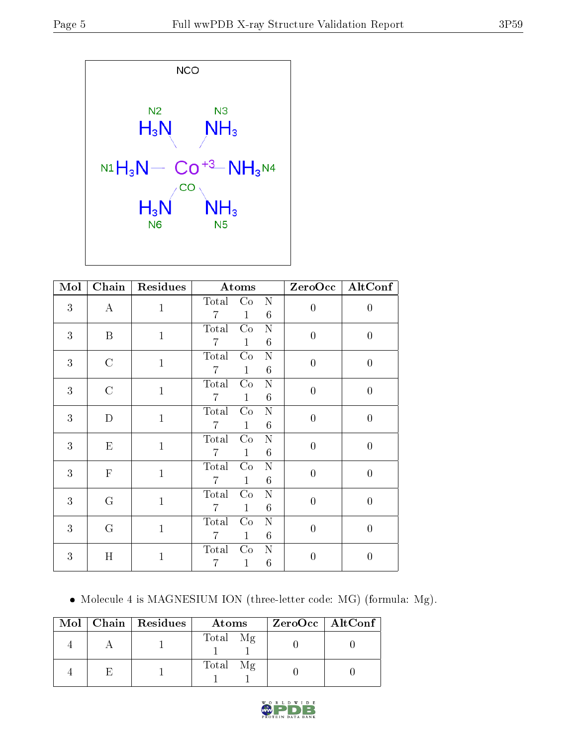NCO

| Mol | Chain | Residues | Atoms | | | ZeroOcc | AltConf |
|---|---|---|---|---|---|---|---|
| | | | Total | Co | N | | |
| 3 | A | 1 | 7 | 1 | 6 | 0 | 0 |
| 3 | B | 1 | 7 | 1 | 6 | 0 | 0 |
| 3 | C | 1 | 7 | 1 | 6 | 0 | 0 |
| 3 | C | 1 | 7 | 1 | 6 | 0 | 0 |
| 3 | D | 1 | 7 | 1 | 6 | 0 | 0 |
| 3 | E | 1 | 7 | 1 | 6 | 0 | 0 |
| 3 | F | 1 | 7 | 1 | 6 | 0 | 0 |
| 3 | G | 1 | 7 | 1 | 6 | 0 | 0 |
| 3 | G | 1 | 7 | 1 | 6 | 0 | 0 |
| 3 | H | 1 | 7 | 1 | 6 | 0 | 0 |

- Molecule 4 is MAGNESIUM ION (three-letter code: MG) (formula: Mg).

| Mol | Chain | Residues | Atoms | | ZeroOcc | AltConf |
|---|---|---|---|---|---|---|
| | | | Total | Mg | | |
| 4 | A | 1 | 1 | 1 | 0 | 0 |
| 4 | E | 1 | 1 | 1 | 0 | 0 |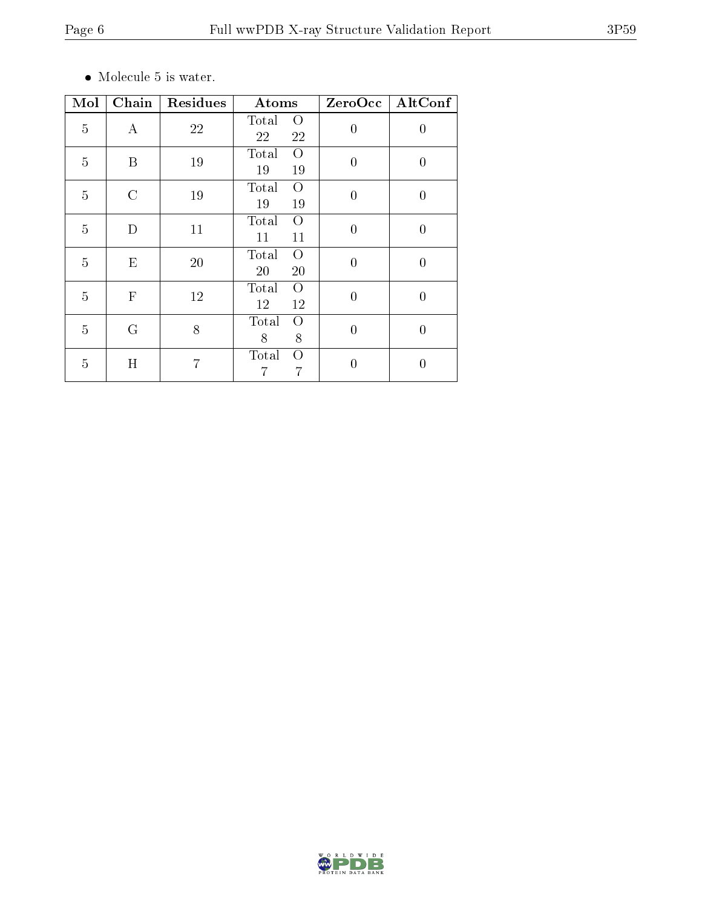- Molecule 5 is water.

| Mol | Chain | Residues | Atoms | | ZeroOcc | AltConf |
|---|---|---|---|---|---|---|
| | | | Total | O | | |
| 5 | A | 22 | 22 | 22 | 0 | 0 |
| 5 | B | 19 | 19 | 19 | 0 | 0 |
| 5 | C | 19 | 19 | 19 | 0 | 0 |
| 5 | D | 11 | 11 | 11 | 0 | 0 |
| 5 | E | 20 | 20 | 20 | 0 | 0 |
| 5 | F | 12 | 12 | 12 | 0 | 0 |
| 5 | G | 8 | 8 | 8 | 0 | 0 |
| 5 | H | 7 | 7 | 7 | 0 | 0 |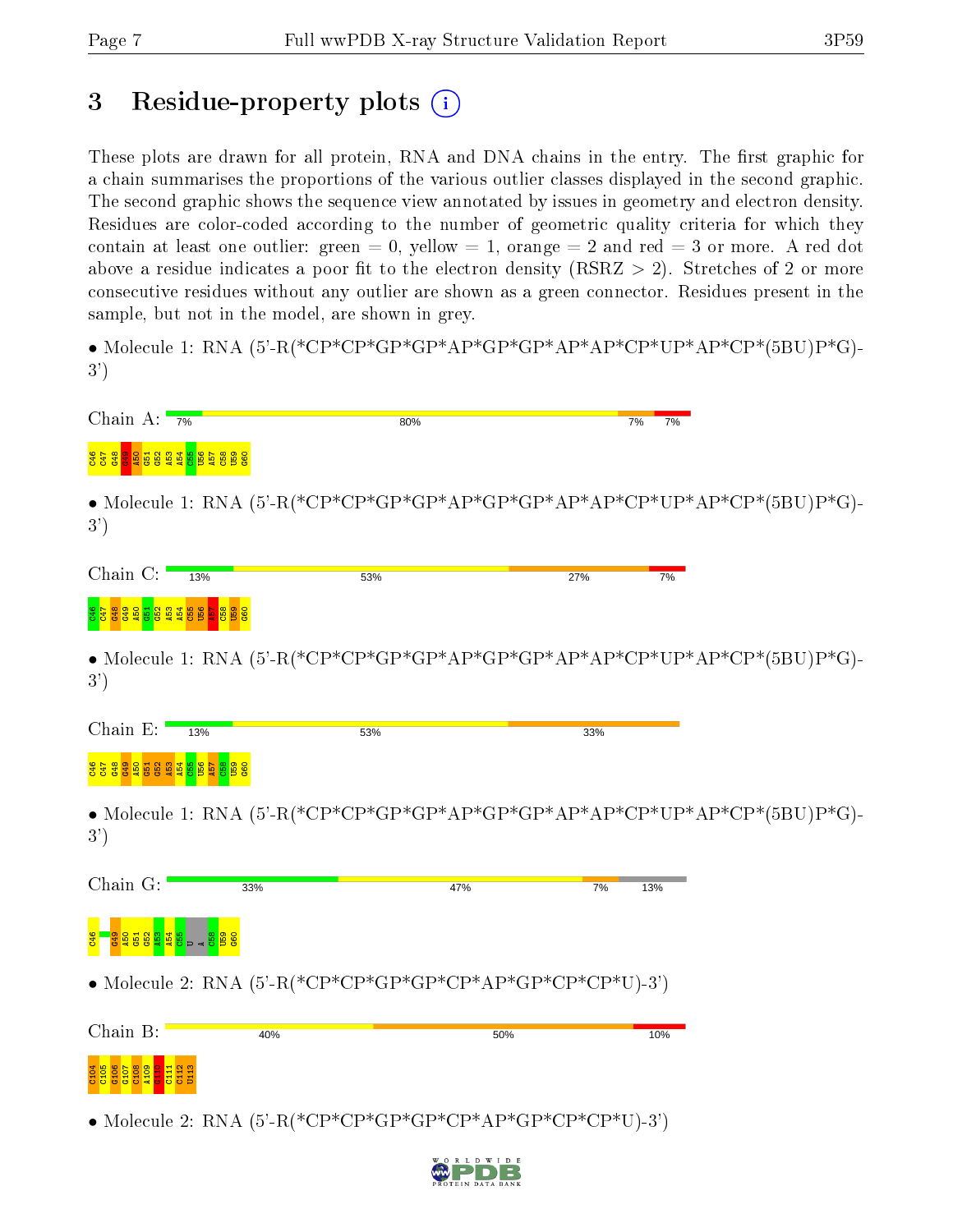# 3 Residue-property plots

These plots are drawn for all protein, RNA and DNA chains in the entry. The first graphic for a chain summarises the proportions of the various outlier classes displayed in the second graphic. The second graphic shows the sequence view annotated by issues in geometry and electron density. Residues are color-coded according to the number of geometric quality criteria for which they contain at least one outlier: green = 0, yellow = 1, orange = 2 and red = 3 or more. A red dot above a residue indicates a poor fit to the electron density (RSRZ > 2). Stretches of 2 or more consecutive residues without any outlier are shown as a green connector. Residues present in the sample, but not in the model, are shown in grey.

- Molecule 1: RNA (5'-R(*CP*CP*GP*GP*AP*GP*GP*AP*AP*CP*UP*AP*CP*(5BU)P*G)-3')

Chain A: 7% 80% 7% 7%

C46 C47 G48 G49 A50 G51 G52 A53 A54 C55 U56 A57 C58 U59 G60

- Molecule 1: RNA (5'-R(*CP*CP*GP*GP*AP*GP*GP*AP*AP*CP*UP*AP*CP*(5BU)P*G)-3')

Chain C: 13% 53% 27% 7%

C46 C47 G48 G49 A50 G51 G52 A53 A54 C55 U56 A57 C58 U59 G60

- Molecule 1: RNA (5'-R(*CP*CP*GP*GP*AP*GP*GP*AP*AP*CP*UP*AP*CP*(5BU)P*G)-3')

Chain E: 13% 53% 33%

C46 C47 G48 G49 A50 G51 G52 A53 A54 C55 U56 A57 C58 U59 G60

- Molecule 1: RNA (5'-R(*CP*CP*GP*GP*AP*GP*GP*AP*AP*CP*UP*AP*CP*(5BU)P*G)-3')

Chain G: 33% 47% 7% 13%

C46 G49 A50 G51 G52 A53 A54 C55 U A C58 U59 G60

- Molecule 2: RNA (5'-R(*CP*CP*GP*GP*CP*AP*GP*CP*CP*U)-3')

Chain B: 40% 50% 10%

C104 C105 G106 G107 C108 A109 G110 C111 C112 U113

- Molecule 2: RNA (5'-R(*CP*CP*GP*GP*CP*AP*GP*CP*CP*U)-3')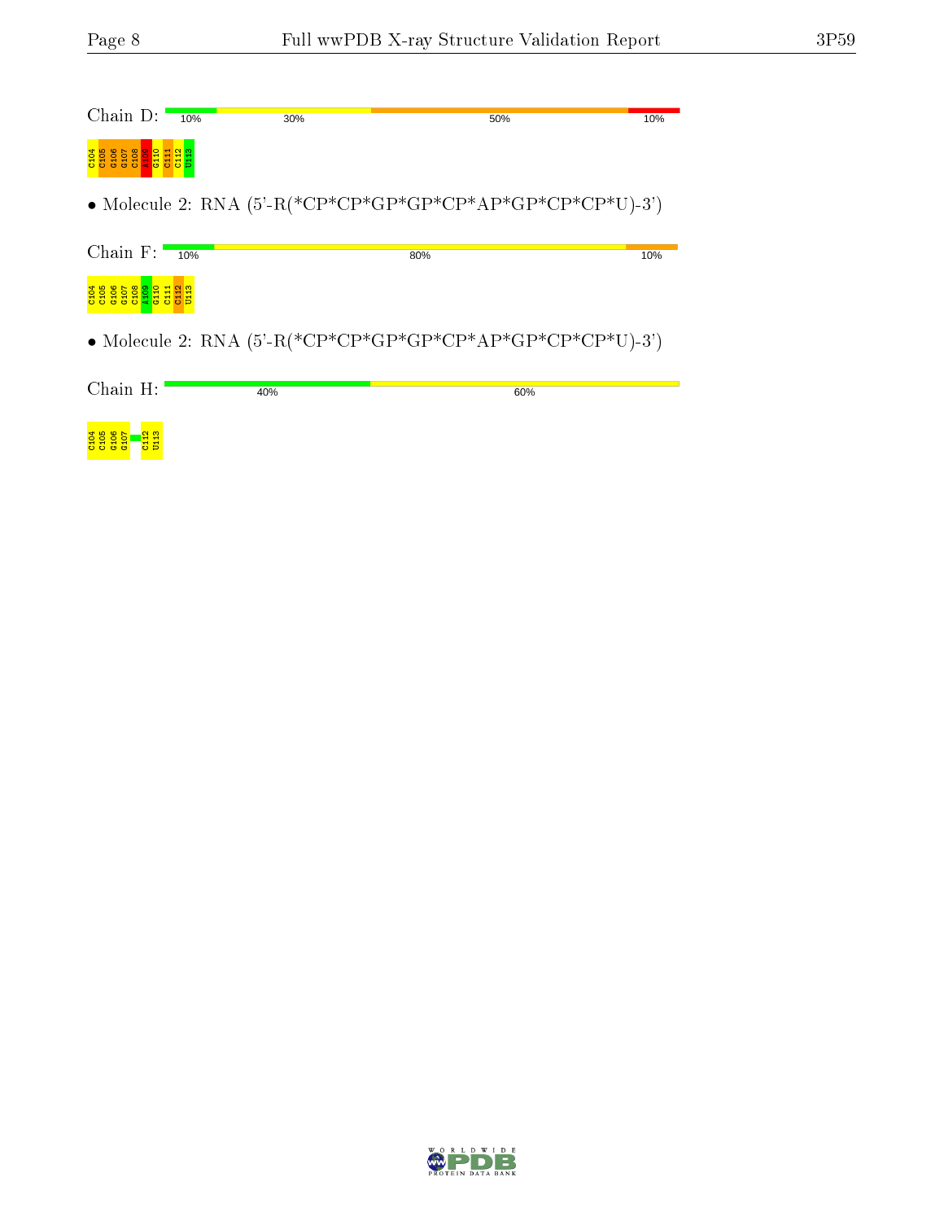Chain D: 10% 30% 50% 10%

C104 C105 G106 G107 C108 A109 G110 C111 C112 U113

• Molecule 2: RNA (5'-R(*CP*CP*GP*GP*CP*AP*GP*CP*CP*U)-3')

Chain F: 10% 80% 10%

C104 C105 G106 G107 C108 A109 G110 C111 C112 U113

• Molecule 2: RNA (5'-R(*CP*CP*GP*GP*CP*AP*GP*CP*CP*U)-3')

Chain H: 40% 60%

C104 C105 G106 G107 C112 U113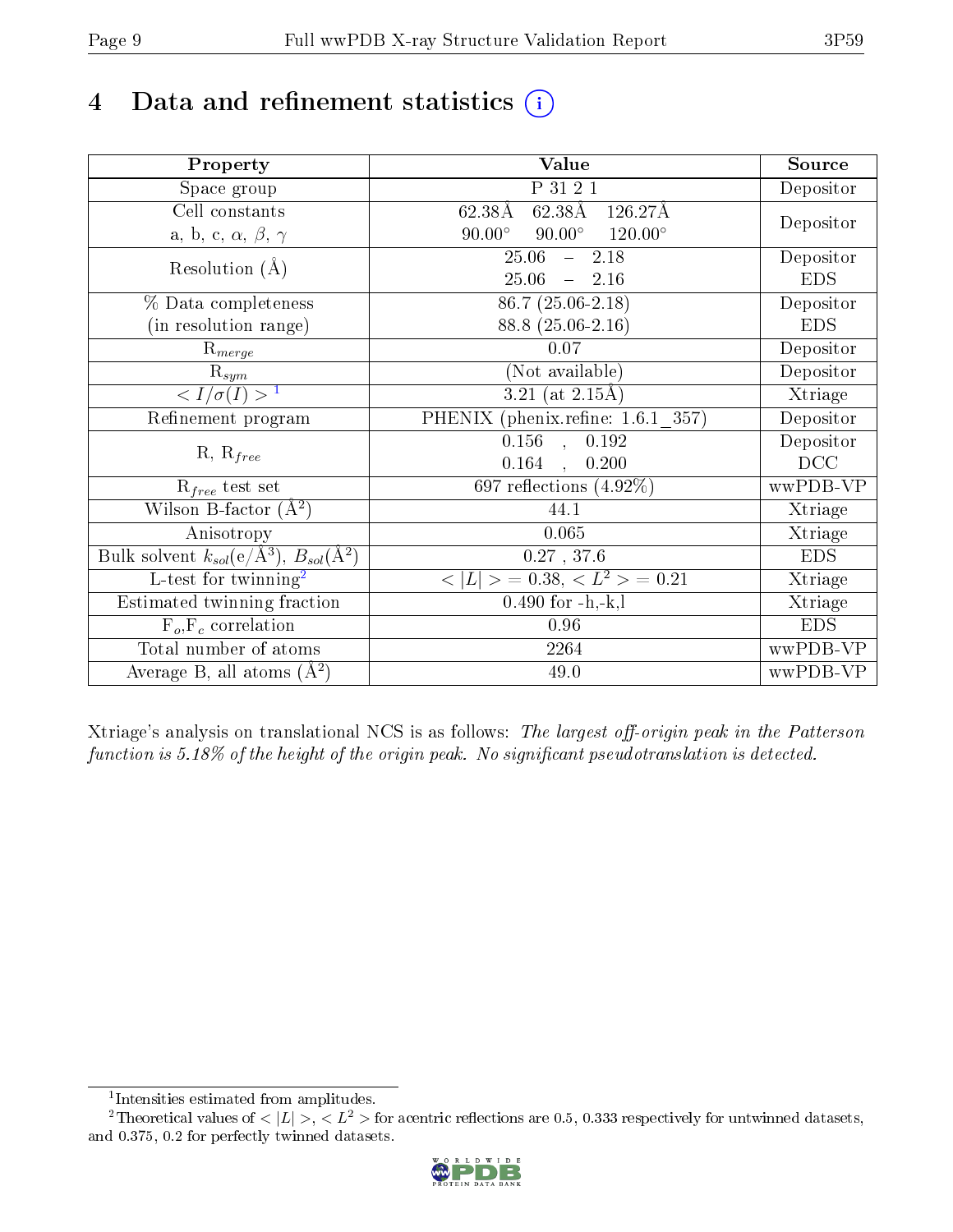# 4 Data and refinement statistics (i)

| Property | Value | Source |
|---|---|---|
| Space group | P 31 2 1 | Depositor |
| Cell constants<br>a, b, c, $\alpha$, $\beta$, $\gamma$ | 62.38Å 62.38Å 126.27Å<br>90.00° 90.00° 120.00° | Depositor |
| Resolution (Å) | 25.06 – 2.18<br>25.06 – 2.16 | Depositor<br>EDS |
| % Data completeness<br>(in resolution range) | 86.7 (25.06-2.18)<br>88.8 (25.06-2.16) | Depositor<br>EDS |
| $R_{merge}$ | 0.07 | Depositor |
| $R_{sym}$ | (Not available) | Depositor |
| $< I/\sigma(I) >$ [1] | 3.21 (at 2.15Å) | Xtriage |
| Refinement program | PHENIX (phenix.refine: 1.6.1_357) | Depositor |
| R, $R_{free}$ | 0.156 , 0.192<br>0.164 , 0.200 | Depositor<br>DCC |
| $R_{free}$ test set | 697 reflections (4.92%) | wwPDB-VP |
| Wilson B-factor ($Å^2$) | 44.1 | Xtriage |
| Anisotropy | 0.065 | Xtriage |
| Bulk solvent $k_{sol}$(e/$Å^3$), $B_{sol}$($Å^2$) | 0.27 , 37.6 | EDS |
| L-test for twinning[2] | $< \|L\| > = 0.38$, $< L^2 > = 0.21$ | Xtriage |
| Estimated twinning fraction | 0.490 for -h,-k,l | Xtriage |
| $F_o$,$F_c$ correlation | 0.96 | EDS |
| Total number of atoms | 2264 | wwPDB-VP |
| Average B, all atoms ($Å^2$) | 49.0 | wwPDB-VP |

Xtriage's analysis on translational NCS is as follows: *The largest off-origin peak in the Patterson function is 5.18% of the height of the origin peak. No significant pseudotranslation is detected.*

[1] Intensities estimated from amplitudes.

[2] Theoretical values of $< |L| >$, $< L^2 >$ for acentric reflections are 0.5, 0.333 respectively for untwinned datasets, and 0.375, 0.2 for perfectly twinned datasets.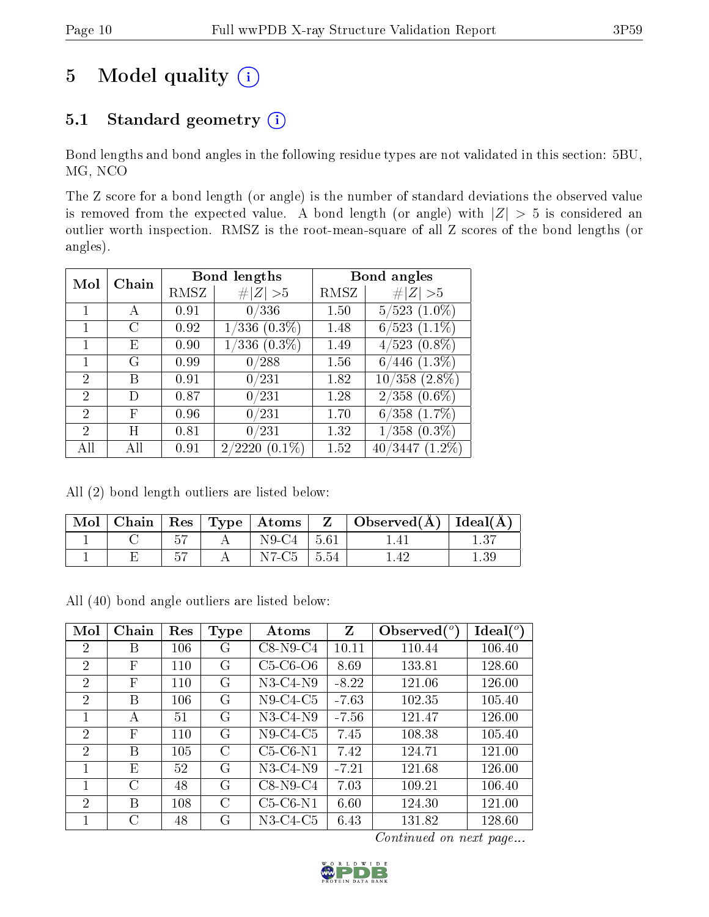# 5 Model quality (i)

## 5.1 Standard geometry (i)

Bond lengths and bond angles in the following residue types are not validated in this section: 5BU, MG, NCO

The Z score for a bond length (or angle) is the number of standard deviations the observed value is removed from the expected value. A bond length (or angle) with $|Z| > 5$ is considered an outlier worth inspection. RMSZ is the root-mean-square of all Z scores of the bond lengths (or angles).

| Mol | Chain | Bond lengths | | Bond angles | |
|---|---|---|---|---|---|
| | | RMSZ | #\|Z\| >5 | RMSZ | #\|Z\| >5 |
| 1 | A | 0.91 | 0/336 | 1.50 | 5/523 (1.0%) |
| 1 | C | 0.92 | 1/336 (0.3%) | 1.48 | 6/523 (1.1%) |
| 1 | E | 0.90 | 1/336 (0.3%) | 1.49 | 4/523 (0.8%) |
| 1 | G | 0.99 | 0/288 | 1.56 | 6/446 (1.3%) |
| 2 | B | 0.91 | 0/231 | 1.82 | 10/358 (2.8%) |
| 2 | D | 0.87 | 0/231 | 1.28 | 2/358 (0.6%) |
| 2 | F | 0.96 | 0/231 | 1.70 | 6/358 (1.7%) |
| 2 | H | 0.81 | 0/231 | 1.32 | 1/358 (0.3%) |
| All | All | 0.91 | 2/2220 (0.1%) | 1.52 | 40/3447 (1.2%) |

All (2) bond length outliers are listed below:

| Mol | Chain | Res | Type | Atoms | Z | Observed(Å) | Ideal(Å) |
|---|---|---|---|---|---|---|---|
| 1 | C | 57 | A | N9-C4 | 5.61 | 1.41 | 1.37 |
| 1 | E | 57 | A | N7-C5 | 5.54 | 1.42 | 1.39 |

All (40) bond angle outliers are listed below:

| Mol | Chain | Res | Type | Atoms | Z | Observed(°) | Ideal(°) |
|---|---|---|---|---|---|---|---|
| 2 | B | 106 | G | C8-N9-C4 | 10.11 | 110.44 | 106.40 |
| 2 | F | 110 | G | C5-C6-O6 | 8.69 | 133.81 | 128.60 |
| 2 | F | 110 | G | N3-C4-N9 | -8.22 | 121.06 | 126.00 |
| 2 | B | 106 | G | N9-C4-C5 | -7.63 | 102.35 | 105.40 |
| 1 | A | 51 | G | N3-C4-N9 | -7.56 | 121.47 | 126.00 |
| 2 | F | 110 | G | N9-C4-C5 | 7.45 | 108.38 | 105.40 |
| 2 | B | 105 | C | C5-C6-N1 | 7.42 | 124.71 | 121.00 |
| 1 | E | 52 | G | N3-C4-N9 | -7.21 | 121.68 | 126.00 |
| 1 | C | 48 | G | C8-N9-C4 | 7.03 | 109.21 | 106.40 |
| 2 | B | 108 | C | C5-C6-N1 | 6.60 | 124.30 | 121.00 |
| 1 | C | 48 | G | N3-C4-C5 | 6.43 | 131.82 | 128.60 |

*Continued on next page...*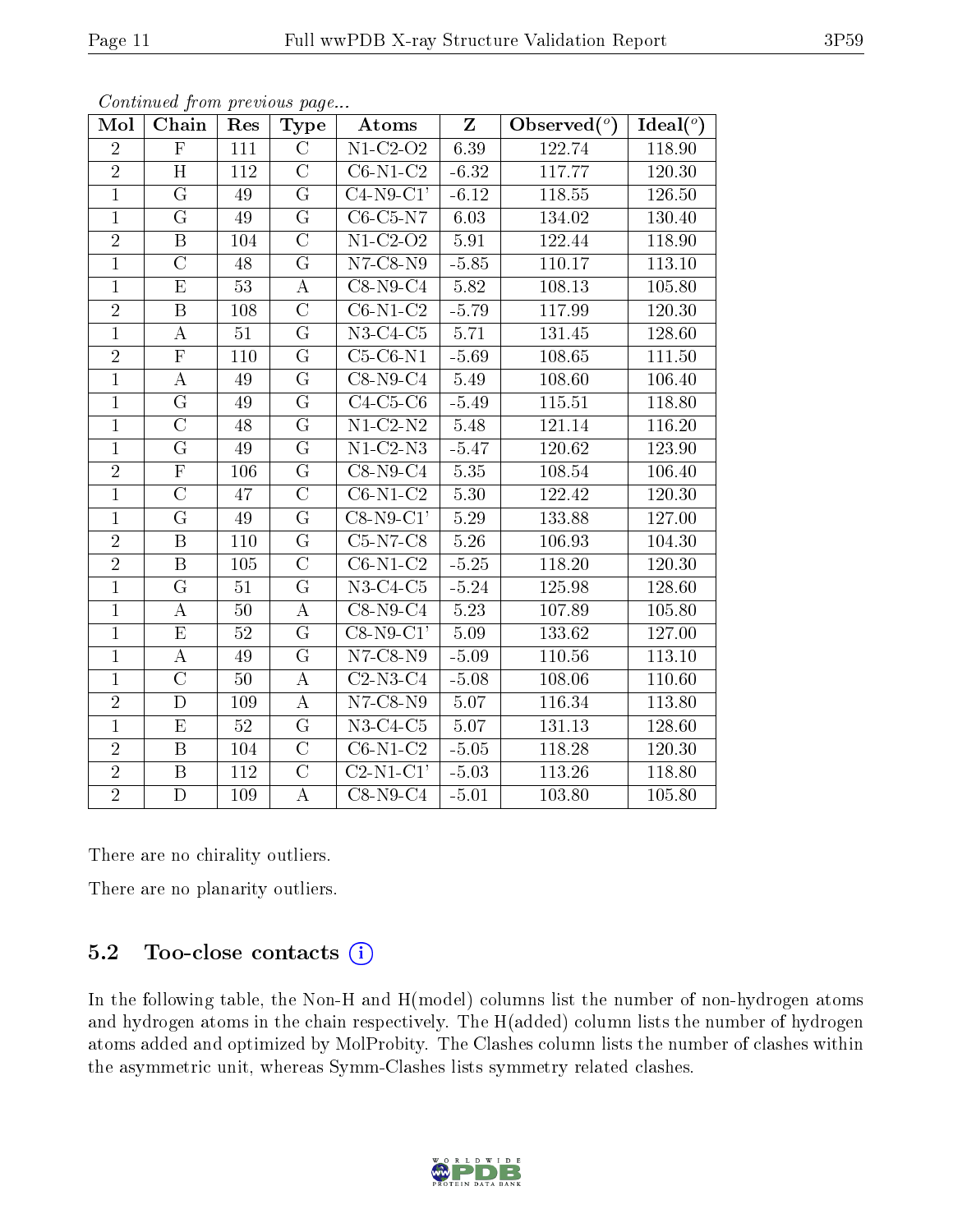*Continued from previous page...*

| Mol | Chain | Res | Type | Atoms | Z | Observed(°) | Ideal(°) |
|---|---|---|---|---|---|---|---|
| 2 | F | 111 | C | N1-C2-O2 | 6.39 | 122.74 | 118.90 |
| 2 | H | 112 | C | C6-N1-C2 | -6.32 | 117.77 | 120.30 |
| 1 | G | 49 | G | C4-N9-C1' | -6.12 | 118.55 | 126.50 |
| 1 | G | 49 | G | C6-C5-N7 | 6.03 | 134.02 | 130.40 |
| 2 | B | 104 | C | N1-C2-O2 | 5.91 | 122.44 | 118.90 |
| 1 | C | 48 | G | N7-C8-N9 | -5.85 | 110.17 | 113.10 |
| 1 | E | 53 | A | C8-N9-C4 | 5.82 | 108.13 | 105.80 |
| 2 | B | 108 | C | C6-N1-C2 | -5.79 | 117.99 | 120.30 |
| 1 | A | 51 | G | N3-C4-C5 | 5.71 | 131.45 | 128.60 |
| 2 | F | 110 | G | C5-C6-N1 | -5.69 | 108.65 | 111.50 |
| 1 | A | 49 | G | C8-N9-C4 | 5.49 | 108.60 | 106.40 |
| 1 | G | 49 | G | C4-C5-C6 | -5.49 | 115.51 | 118.80 |
| 1 | C | 48 | G | N1-C2-N2 | 5.48 | 121.14 | 116.20 |
| 1 | G | 49 | G | N1-C2-N3 | -5.47 | 120.62 | 123.90 |
| 2 | F | 106 | G | C8-N9-C4 | 5.35 | 108.54 | 106.40 |
| 1 | C | 47 | C | C6-N1-C2 | 5.30 | 122.42 | 120.30 |
| 1 | G | 49 | G | C8-N9-C1' | 5.29 | 133.88 | 127.00 |
| 2 | B | 110 | G | C5-N7-C8 | 5.26 | 106.93 | 104.30 |
| 2 | B | 105 | C | C6-N1-C2 | -5.25 | 118.20 | 120.30 |
| 1 | G | 51 | G | N3-C4-C5 | -5.24 | 125.98 | 128.60 |
| 1 | A | 50 | A | C8-N9-C4 | 5.23 | 107.89 | 105.80 |
| 1 | E | 52 | G | C8-N9-C1' | 5.09 | 133.62 | 127.00 |
| 1 | A | 49 | G | N7-C8-N9 | -5.09 | 110.56 | 113.10 |
| 1 | C | 50 | A | C2-N3-C4 | -5.08 | 108.06 | 110.60 |
| 2 | D | 109 | A | N7-C8-N9 | 5.07 | 116.34 | 113.80 |
| 1 | E | 52 | G | N3-C4-C5 | 5.07 | 131.13 | 128.60 |
| 2 | B | 104 | C | C6-N1-C2 | -5.05 | 118.28 | 120.30 |
| 2 | B | 112 | C | C2-N1-C1' | -5.03 | 113.26 | 118.80 |
| 2 | D | 109 | A | C8-N9-C4 | -5.01 | 103.80 | 105.80 |

There are no chirality outliers.

There are no planarity outliers.

### 5.2 Too-close contacts

In the following table, the Non-H and H(model) columns list the number of non-hydrogen atoms and hydrogen atoms in the chain respectively. The H(added) column lists the number of hydrogen atoms added and optimized by MolProbity. The Clashes column lists the number of clashes within the asymmetric unit, whereas Symm-Clashes lists symmetry related clashes.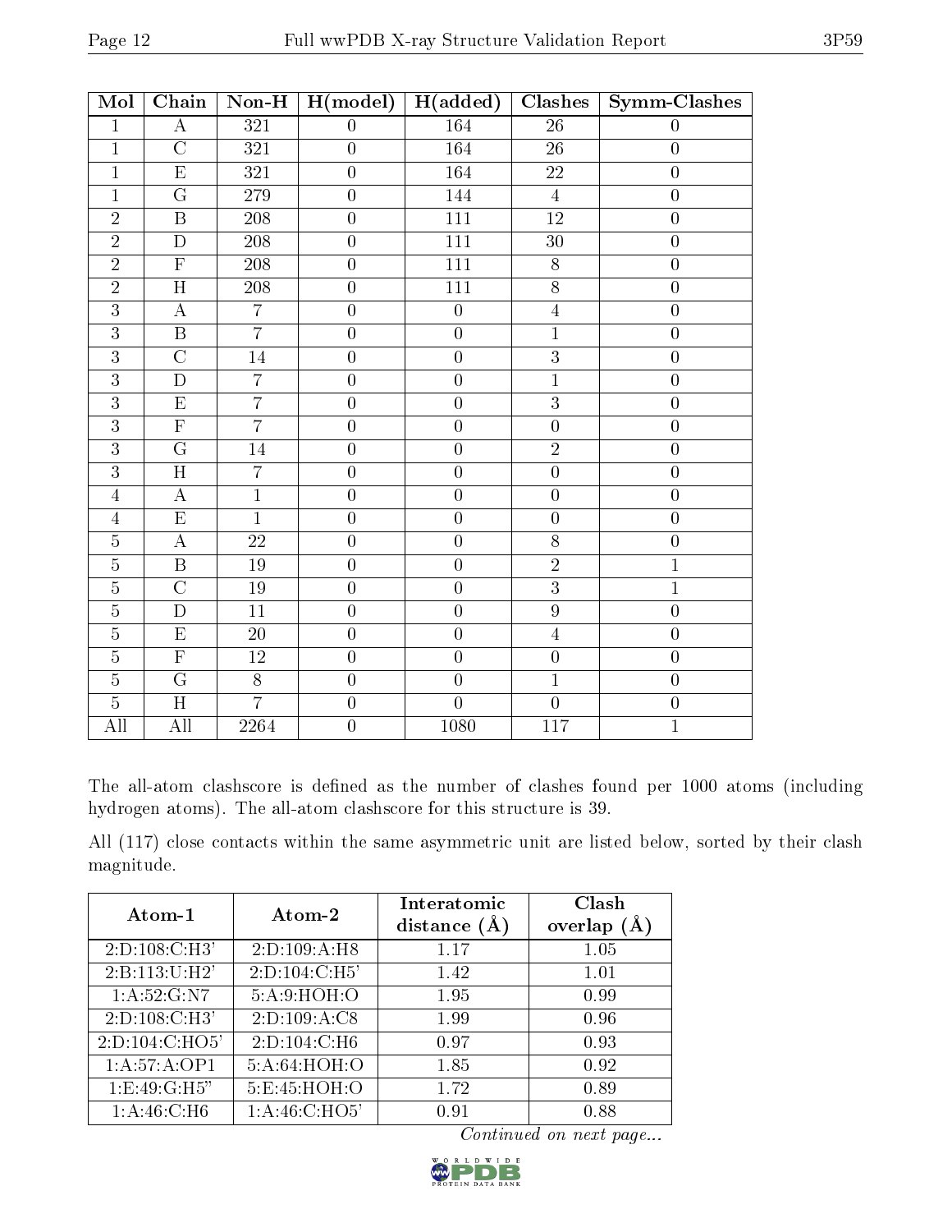| Mol | Chain | Non-H | H(model) | H(added) | Clashes | Symm-Clashes |
|---|---|---|---|---|---|---|
| 1 | A | 321 | 0 | 164 | 26 | 0 |
| 1 | C | 321 | 0 | 164 | 26 | 0 |
| 1 | E | 321 | 0 | 164 | 22 | 0 |
| 1 | G | 279 | 0 | 144 | 4 | 0 |
| 2 | B | 208 | 0 | 111 | 12 | 0 |
| 2 | D | 208 | 0 | 111 | 30 | 0 |
| 2 | F | 208 | 0 | 111 | 8 | 0 |
| 2 | H | 208 | 0 | 111 | 8 | 0 |
| 3 | A | 7 | 0 | 0 | 4 | 0 |
| 3 | B | 7 | 0 | 0 | 1 | 0 |
| 3 | C | 14 | 0 | 0 | 3 | 0 |
| 3 | D | 7 | 0 | 0 | 1 | 0 |
| 3 | E | 7 | 0 | 0 | 3 | 0 |
| 3 | F | 7 | 0 | 0 | 0 | 0 |
| 3 | G | 14 | 0 | 0 | 2 | 0 |
| 3 | H | 7 | 0 | 0 | 0 | 0 |
| 4 | A | 1 | 0 | 0 | 0 | 0 |
| 4 | E | 1 | 0 | 0 | 0 | 0 |
| 5 | A | 22 | 0 | 0 | 8 | 0 |
| 5 | B | 19 | 0 | 0 | 2 | 1 |
| 5 | C | 19 | 0 | 0 | 3 | 1 |
| 5 | D | 11 | 0 | 0 | 9 | 0 |
| 5 | E | 20 | 0 | 0 | 4 | 0 |
| 5 | F | 12 | 0 | 0 | 0 | 0 |
| 5 | G | 8 | 0 | 0 | 1 | 0 |
| 5 | H | 7 | 0 | 0 | 0 | 0 |
| All | All | 2264 | 0 | 1080 | 117 | 1 |

The all-atom clashscore is defined as the number of clashes found per 1000 atoms (including hydrogen atoms). The all-atom clashscore for this structure is 39.

All (117) close contacts within the same asymmetric unit are listed below, sorted by their clash magnitude.

| Atom-1 | Atom-2 | Interatomic distance (Å) | Clash overlap (Å) |
|---|---|---|---|
| 2:D:108:C:H3' | 2:D:109:A:H8 | 1.17 | 1.05 |
| 2:B:113:U:H2' | 2:D:104:C:H5' | 1.42 | 1.01 |
| 1:A:52:G:N7 | 5:A:9:HOH:O | 1.95 | 0.99 |
| 2:D:108:C:H3' | 2:D:109:A:C8 | 1.99 | 0.96 |
| 2:D:104:C:HO5' | 2:D:104:C:H6 | 0.97 | 0.93 |
| 1:A:57:A:OP1 | 5:A:64:HOH:O | 1.85 | 0.92 |
| 1:E:49:G:H5" | 5:E:45:HOH:O | 1.72 | 0.89 |
| 1:A:46:C:H6 | 1:A:46:C:HO5' | 0.91 | 0.88 |

*Continued on next page...*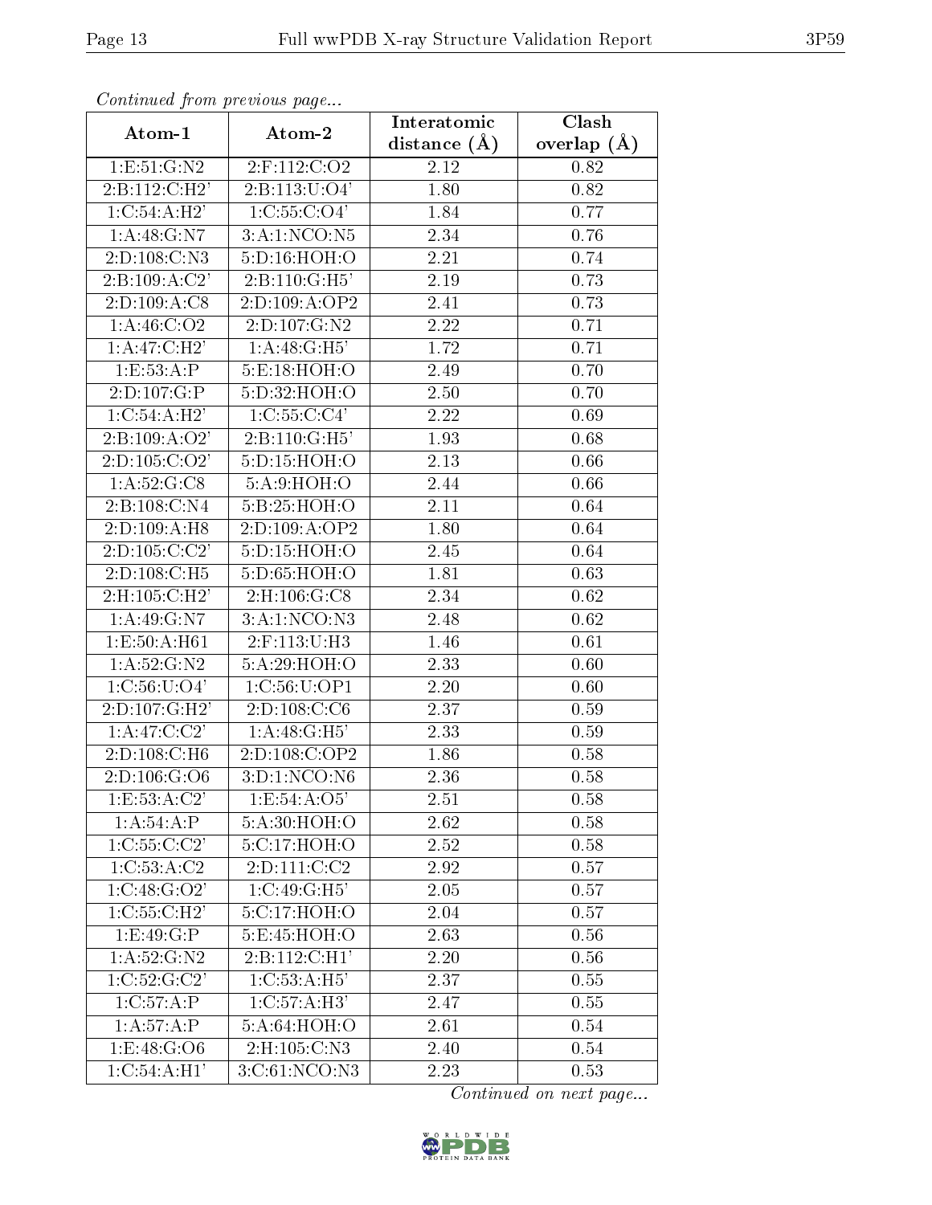*Continued from previous page...*

| Atom-1 | Atom-2 | Interatomic distance (Å) | Clash overlap (Å) |
|---|---|---|---|
| 1:E:51:G:N2 | 2:F:112:C:O2 | 2.12 | 0.82 |
| 2:B:112:C:H2' | 2:B:113:U:O4' | 1.80 | 0.82 |
| 1:C:54:A:H2' | 1:C:55:C:O4' | 1.84 | 0.77 |
| 1:A:48:G:N7 | 3:A:1:NCO:N5 | 2.34 | 0.76 |
| 2:D:108:C:N3 | 5:D:16:HOH:O | 2.21 | 0.74 |
| 2:B:109:A:C2' | 2:B:110:G:H5' | 2.19 | 0.73 |
| 2:D:109:A:C8 | 2:D:109:A:OP2 | 2.41 | 0.73 |
| 1:A:46:C:O2 | 2:D:107:G:N2 | 2.22 | 0.71 |
| 1:A:47:C:H2' | 1:A:48:G:H5' | 1.72 | 0.71 |
| 1:E:53:A:P | 5:E:18:HOH:O | 2.49 | 0.70 |
| 2:D:107:G:P | 5:D:32:HOH:O | 2.50 | 0.70 |
| 1:C:54:A:H2' | 1:C:55:C:C4' | 2.22 | 0.69 |
| 2:B:109:A:O2' | 2:B:110:G:H5' | 1.93 | 0.68 |
| 2:D:105:C:O2' | 5:D:15:HOH:O | 2.13 | 0.66 |
| 1:A:52:G:C8 | 5:A:9:HOH:O | 2.44 | 0.66 |
| 2:B:108:C:N4 | 5:B:25:HOH:O | 2.11 | 0.64 |
| 2:D:109:A:H8 | 2:D:109:A:OP2 | 1.80 | 0.64 |
| 2:D:105:C:C2' | 5:D:15:HOH:O | 2.45 | 0.64 |
| 2:D:108:C:H5 | 5:D:65:HOH:O | 1.81 | 0.63 |
| 2:H:105:C:H2' | 2:H:106:G:C8 | 2.34 | 0.62 |
| 1:A:49:G:N7 | 3:A:1:NCO:N3 | 2.48 | 0.62 |
| 1:E:50:A:H61 | 2:F:113:U:H3 | 1.46 | 0.61 |
| 1:A:52:G:N2 | 5:A:29:HOH:O | 2.33 | 0.60 |
| 1:C:56:U:O4' | 1:C:56:U:OP1 | 2.20 | 0.60 |
| 2:D:107:G:H2' | 2:D:108:C:C6 | 2.37 | 0.59 |
| 1:A:47:C:C2' | 1:A:48:G:H5' | 2.33 | 0.59 |
| 2:D:108:C:H6 | 2:D:108:C:OP2 | 1.86 | 0.58 |
| 2:D:106:G:O6 | 3:D:1:NCO:N6 | 2.36 | 0.58 |
| 1:E:53:A:C2' | 1:E:54:A:O5' | 2.51 | 0.58 |
| 1:A:54:A:P | 5:A:30:HOH:O | 2.62 | 0.58 |
| 1:C:55:C:C2' | 5:C:17:HOH:O | 2.52 | 0.58 |
| 1:C:53:A:C2 | 2:D:111:C:C2 | 2.92 | 0.57 |
| 1:C:48:G:O2' | 1:C:49:G:H5' | 2.05 | 0.57 |
| 1:C:55:C:H2' | 5:C:17:HOH:O | 2.04 | 0.57 |
| 1:E:49:G:P | 5:E:45:HOH:O | 2.63 | 0.56 |
| 1:A:52:G:N2 | 2:B:112:C:H1' | 2.20 | 0.56 |
| 1:C:52:G:C2' | 1:C:53:A:H5' | 2.37 | 0.55 |
| 1:C:57:A:P | 1:C:57:A:H3' | 2.47 | 0.55 |
| 1:A:57:A:P | 5:A:64:HOH:O | 2.61 | 0.54 |
| 1:E:48:G:O6 | 2:H:105:C:N3 | 2.40 | 0.54 |
| 1:C:54:A:H1' | 3:C:61:NCO:N3 | 2.23 | 0.53 |

*Continued on next page...*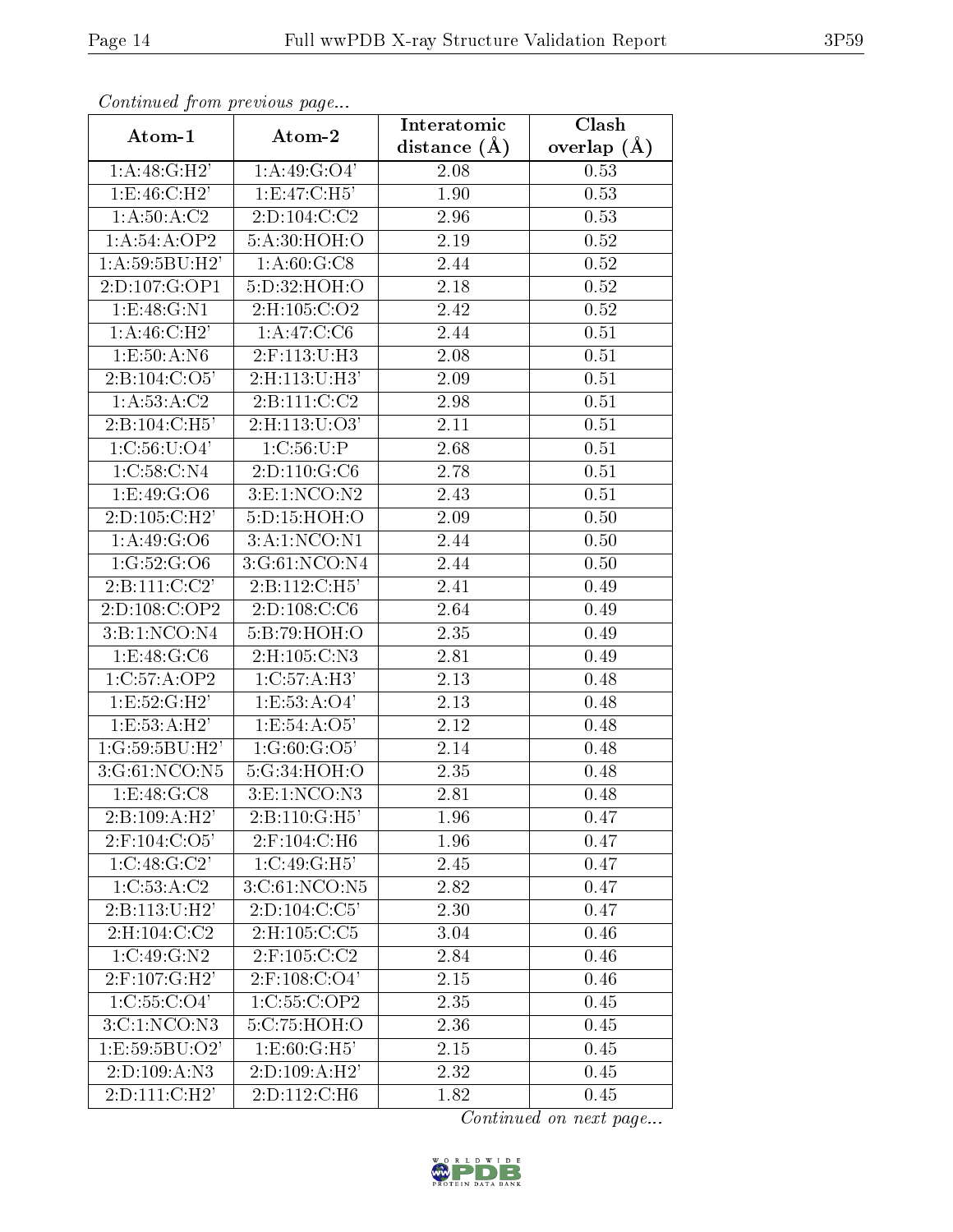*Continued from previous page...*

| Atom-1 | Atom-2 | Interatomic distance (Å) | Clash overlap (Å) |
|---|---|---|---|
| 1:A:48:G:H2' | 1:A:49:G:O4' | 2.08 | 0.53 |
| 1:E:46:C:H2' | 1:E:47:C:H5' | 1.90 | 0.53 |
| 1:A:50:A:C2 | 2:D:104:C:C2 | 2.96 | 0.53 |
| 1:A:54:A:OP2 | 5:A:30:HOH:O | 2.19 | 0.52 |
| 1:A:59:5BU:H2' | 1:A:60:G:C8 | 2.44 | 0.52 |
| 2:D:107:G:OP1 | 5:D:32:HOH:O | 2.18 | 0.52 |
| 1:E:48:G:N1 | 2:H:105:C:O2 | 2.42 | 0.52 |
| 1:A:46:C:H2' | 1:A:47:C:C6 | 2.44 | 0.51 |
| 1:E:50:A:N6 | 2:F:113:U:H3 | 2.08 | 0.51 |
| 2:B:104:C:O5' | 2:H:113:U:H3' | 2.09 | 0.51 |
| 1:A:53:A:C2 | 2:B:111:C:C2 | 2.98 | 0.51 |
| 2:B:104:C:H5' | 2:H:113:U:O3' | 2.11 | 0.51 |
| 1:C:56:U:O4' | 1:C:56:U:P | 2.68 | 0.51 |
| 1:C:58:C:N4 | 2:D:110:G:C6 | 2.78 | 0.51 |
| 1:E:49:G:O6 | 3:E:1:NCO:N2 | 2.43 | 0.51 |
| 2:D:105:C:H2' | 5:D:15:HOH:O | 2.09 | 0.50 |
| 1:A:49:G:O6 | 3:A:1:NCO:N1 | 2.44 | 0.50 |
| 1:G:52:G:O6 | 3:G:61:NCO:N4 | 2.44 | 0.50 |
| 2:B:111:C:C2' | 2:B:112:C:H5' | 2.41 | 0.49 |
| 2:D:108:C:OP2 | 2:D:108:C:C6 | 2.64 | 0.49 |
| 3:B:1:NCO:N4 | 5:B:79:HOH:O | 2.35 | 0.49 |
| 1:E:48:G:C6 | 2:H:105:C:N3 | 2.81 | 0.49 |
| 1:C:57:A:OP2 | 1:C:57:A:H3' | 2.13 | 0.48 |
| 1:E:52:G:H2' | 1:E:53:A:O4' | 2.13 | 0.48 |
| 1:E:53:A:H2' | 1:E:54:A:O5' | 2.12 | 0.48 |
| 1:G:59:5BU:H2' | 1:G:60:G:O5' | 2.14 | 0.48 |
| 3:G:61:NCO:N5 | 5:G:34:HOH:O | 2.35 | 0.48 |
| 1:E:48:G:C8 | 3:E:1:NCO:N3 | 2.81 | 0.48 |
| 2:B:109:A:H2' | 2:B:110:G:H5' | 1.96 | 0.47 |
| 2:F:104:C:O5' | 2:F:104:C:H6 | 1.96 | 0.47 |
| 1:C:48:G:C2' | 1:C:49:G:H5' | 2.45 | 0.47 |
| 1:C:53:A:C2 | 3:C:61:NCO:N5 | 2.82 | 0.47 |
| 2:B:113:U:H2' | 2:D:104:C:C5' | 2.30 | 0.47 |
| 2:H:104:C:C2 | 2:H:105:C:C5 | 3.04 | 0.46 |
| 1:C:49:G:N2 | 2:F:105:C:C2 | 2.84 | 0.46 |
| 2:F:107:G:H2' | 2:F:108:C:O4' | 2.15 | 0.46 |
| 1:C:55:C:O4' | 1:C:55:C:OP2 | 2.35 | 0.45 |
| 3:C:1:NCO:N3 | 5:C:75:HOH:O | 2.36 | 0.45 |
| 1:E:59:5BU:O2' | 1:E:60:G:H5' | 2.15 | 0.45 |
| 2:D:109:A:N3 | 2:D:109:A:H2' | 2.32 | 0.45 |
| 2:D:111:C:H2' | 2:D:112:C:H6 | 1.82 | 0.45 |

*Continued on next page...*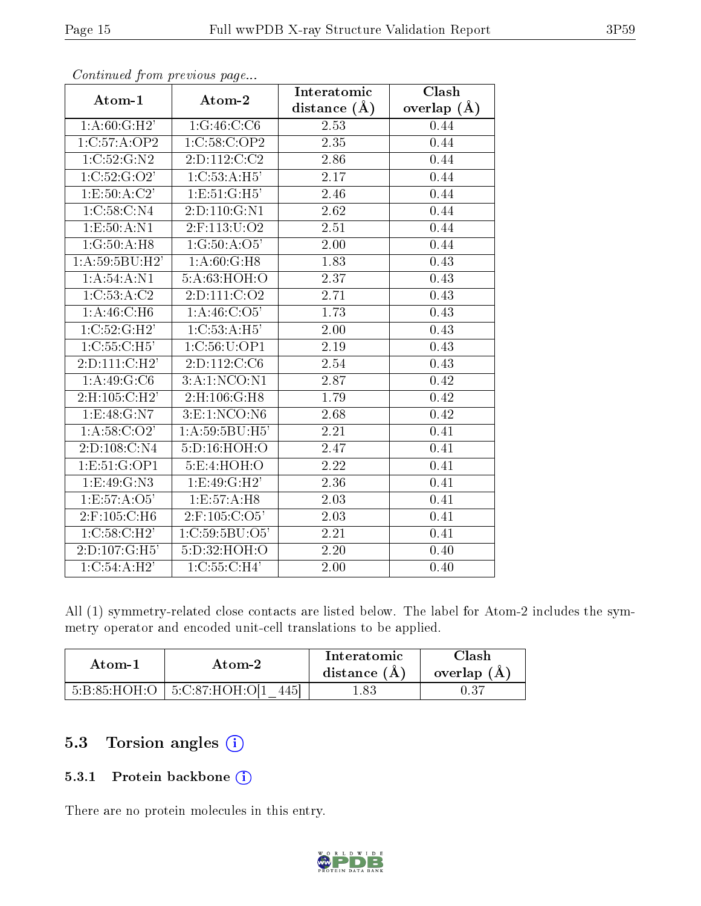*Continued from previous page...*

| Atom-1 | Atom-2 | Interatomic distance (Å) | Clash overlap (Å) |
|---|---|---|---|
| 1:A:60:G:H2' | 1:G:46:C:C6 | 2.53 | 0.44 |
| 1:C:57:A:OP2 | 1:C:58:C:OP2 | 2.35 | 0.44 |
| 1:C:52:G:N2 | 2:D:112:C:C2 | 2.86 | 0.44 |
| 1:C:52:G:O2' | 1:C:53:A:H5' | 2.17 | 0.44 |
| 1:E:50:A:C2' | 1:E:51:G:H5' | 2.46 | 0.44 |
| 1:C:58:C:N4 | 2:D:110:G:N1 | 2.62 | 0.44 |
| 1:E:50:A:N1 | 2:F:113:U:O2 | 2.51 | 0.44 |
| 1:G:50:A:H8 | 1:G:50:A:O5' | 2.00 | 0.44 |
| 1:A:59:5BU:H2' | 1:A:60:G:H8 | 1.83 | 0.43 |
| 1:A:54:A:N1 | 5:A:63:HOH:O | 2.37 | 0.43 |
| 1:C:53:A:C2 | 2:D:111:C:O2 | 2.71 | 0.43 |
| 1:A:46:C:H6 | 1:A:46:C:O5' | 1.73 | 0.43 |
| 1:C:52:G:H2' | 1:C:53:A:H5' | 2.00 | 0.43 |
| 1:C:55:C:H5' | 1:C:56:U:OP1 | 2.19 | 0.43 |
| 2:D:111:C:H2' | 2:D:112:C:C6 | 2.54 | 0.43 |
| 1:A:49:G:C6 | 3:A:1:NCO:N1 | 2.87 | 0.42 |
| 2:H:105:C:H2' | 2:H:106:G:H8 | 1.79 | 0.42 |
| 1:E:48:G:N7 | 3:E:1:NCO:N6 | 2.68 | 0.42 |
| 1:A:58:C:O2' | 1:A:59:5BU:H5' | 2.21 | 0.41 |
| 2:D:108:C:N4 | 5:D:16:HOH:O | 2.47 | 0.41 |
| 1:E:51:G:OP1 | 5:E:4:HOH:O | 2.22 | 0.41 |
| 1:E:49:G:N3 | 1:E:49:G:H2' | 2.36 | 0.41 |
| 1:E:57:A:O5' | 1:E:57:A:H8 | 2.03 | 0.41 |
| 2:F:105:C:H6 | 2:F:105:C:O5' | 2.03 | 0.41 |
| 1:C:58:C:H2' | 1:C:59:5BU:O5' | 2.21 | 0.41 |
| 2:D:107:G:H5' | 5:D:32:HOH:O | 2.20 | 0.40 |
| 1:C:54:A:H2' | 1:C:55:C:H4' | 2.00 | 0.40 |

All (1) symmetry-related close contacts are listed below. The label for Atom-2 includes the symmetry operator and encoded unit-cell translations to be applied.

| Atom-1 | Atom-2 | Interatomic distance (Å) | Clash overlap (Å) |
|---|---|---|---|
| 5:B:85:HOH:O | 5:C:87:HOH:O[1_445] | 1.83 | 0.37 |

## 5.3 Torsion angles

### 5.3.1 Protein backbone

There are no protein molecules in this entry.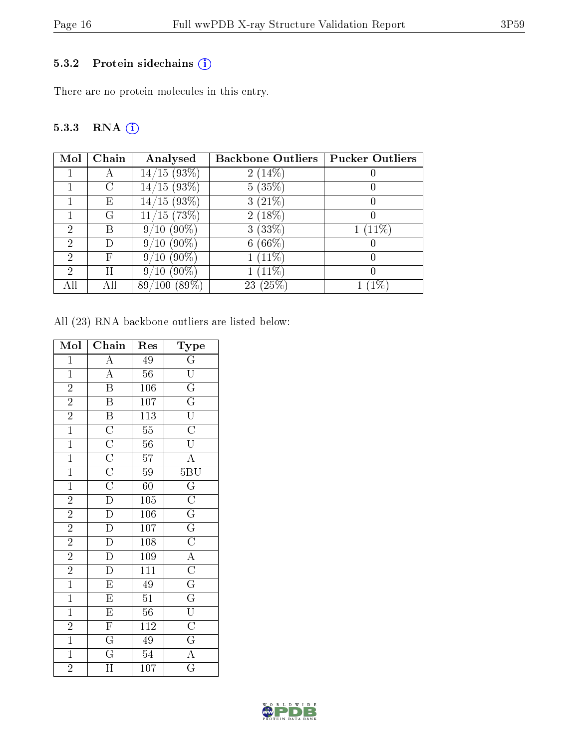### 5.3.2 Protein sidechains (i)

There are no protein molecules in this entry.

### 5.3.3 RNA (i)

| Mol | Chain | Analysed | Backbone Outliers | Pucker Outliers |
|---|---|---|---|---|
| 1 | A | 14/15 (93%) | 2 (14%) | 0 |
| 1 | C | 14/15 (93%) | 5 (35%) | 0 |
| 1 | E | 14/15 (93%) | 3 (21%) | 0 |
| 1 | G | 11/15 (73%) | 2 (18%) | 0 |
| 2 | B | 9/10 (90%) | 3 (33%) | 1 (11%) |
| 2 | D | 9/10 (90%) | 6 (66%) | 0 |
| 2 | F | 9/10 (90%) | 1 (11%) | 0 |
| 2 | H | 9/10 (90%) | 1 (11%) | 0 |
| All | All | 89/100 (89%) | 23 (25%) | 1 (1%) |

All (23) RNA backbone outliers are listed below:

| Mol | Chain | Res | Type |
|---|---|---|---|
| 1 | A | 49 | G |
| 1 | A | 56 | U |
| 2 | B | 106 | G |
| 2 | B | 107 | G |
| 2 | B | 113 | U |
| 1 | C | 55 | C |
| 1 | C | 56 | U |
| 1 | C | 57 | A |
| 1 | C | 59 | 5BU |
| 1 | C | 60 | G |
| 2 | D | 105 | C |
| 2 | D | 106 | G |
| 2 | D | 107 | G |
| 2 | D | 108 | C |
| 2 | D | 109 | A |
| 2 | D | 111 | C |
| 1 | E | 49 | G |
| 1 | E | 51 | G |
| 1 | E | 56 | U |
| 2 | F | 112 | C |
| 1 | G | 49 | G |
| 1 | G | 54 | A |
| 2 | H | 107 | G |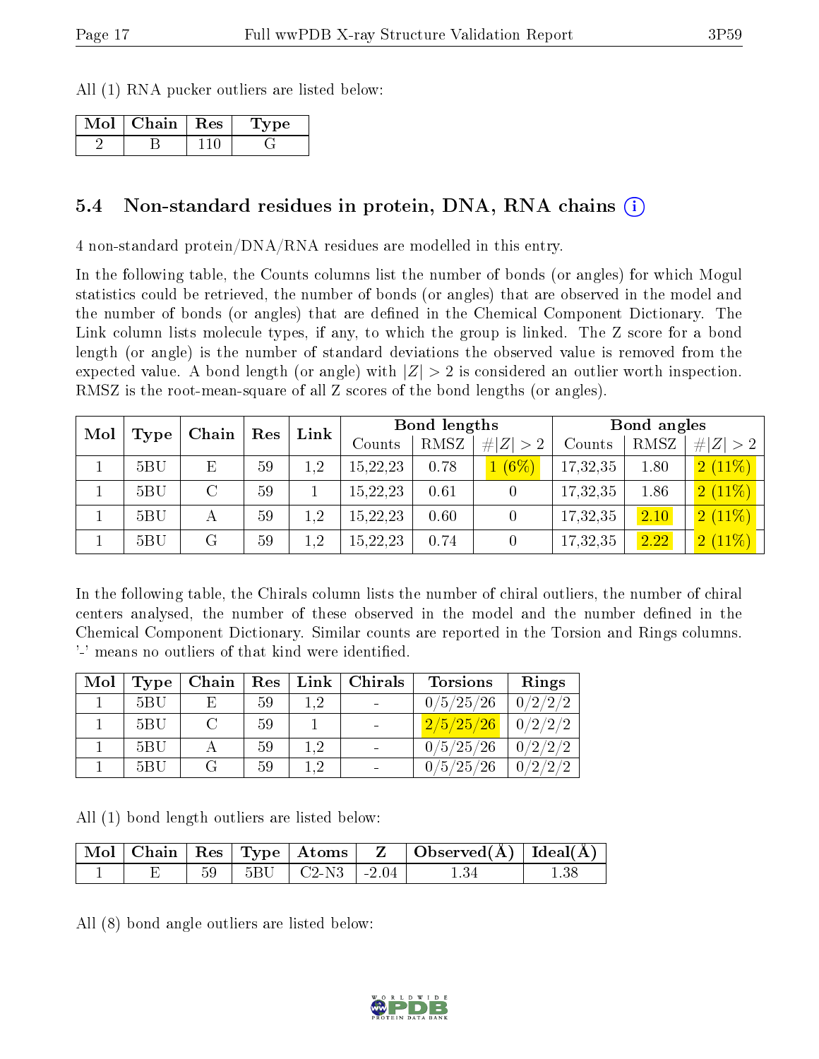All (1) RNA pucker outliers are listed below:

| Mol | Chain | Res | Type |
|---|---|---|---|
| 2 | B | 110 | G |

## 5.4 Non-standard residues in protein, DNA, RNA chains

4 non-standard protein/DNA/RNA residues are modelled in this entry.

In the following table, the Counts columns list the number of bonds (or angles) for which Mogul statistics could be retrieved, the number of bonds (or angles) that are observed in the model and the number of bonds (or angles) that are defined in the Chemical Component Dictionary. The Link column lists molecule types, if any, to which the group is linked. The Z score for a bond length (or angle) is the number of standard deviations the observed value is removed from the expected value. A bond length (or angle) with $|Z| > 2$ is considered an outlier worth inspection. RMSZ is the root-mean-square of all Z scores of the bond lengths (or angles).

| Mol | Type | Chain | Res | Link | Bond lengths | | | Bond angles | | |
|---|---|---|---|---|---|---|---|---|---|---|
| | | | | | Counts | RMSZ | #\|Z\| > 2 | Counts | RMSZ | #\|Z\| > 2 |
| 1 | 5BU | E | 59 | 1,2 | 15,22,23 | 0.78 | 1 (6%) | 17,32,35 | 1.80 | 2 (11%) |
| 1 | 5BU | C | 59 | 1 | 15,22,23 | 0.61 | 0 | 17,32,35 | 1.86 | 2 (11%) |
| 1 | 5BU | A | 59 | 1,2 | 15,22,23 | 0.60 | 0 | 17,32,35 | 2.10 | 2 (11%) |
| 1 | 5BU | G | 59 | 1,2 | 15,22,23 | 0.74 | 0 | 17,32,35 | 2.22 | 2 (11%) |

In the following table, the Chirals column lists the number of chiral outliers, the number of chiral centers analysed, the number of these observed in the model and the number defined in the Chemical Component Dictionary. Similar counts are reported in the Torsion and Rings columns. '-' means no outliers of that kind were identified.

| Mol | Type | Chain | Res | Link | Chirals | Torsions | Rings |
|---|---|---|---|---|---|---|---|
| 1 | 5BU | E | 59 | 1,2 | - | 0/5/25/26 | 0/2/2/2 |
| 1 | 5BU | C | 59 | 1 | - | 2/5/25/26 | 0/2/2/2 |
| 1 | 5BU | A | 59 | 1,2 | - | 0/5/25/26 | 0/2/2/2 |
| 1 | 5BU | G | 59 | 1,2 | - | 0/5/25/26 | 0/2/2/2 |

All (1) bond length outliers are listed below:

| Mol | Chain | Res | Type | Atoms | Z | Observed(Å) | Ideal(Å) |
|---|---|---|---|---|---|---|---|
| 1 | E | 59 | 5BU | C2-N3 | -2.04 | 1.34 | 1.38 |

All (8) bond angle outliers are listed below: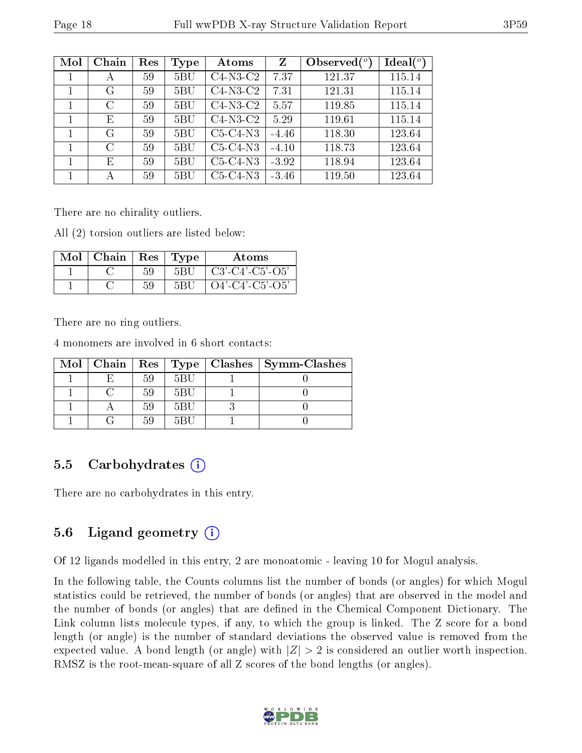| Mol | Chain | Res | Type | Atoms | Z | Observed(°) | Ideal(°) |
|---|---|---|---|---|---|---|---|
| 1 | A | 59 | 5BU | C4-N3-C2 | 7.37 | 121.37 | 115.14 |
| 1 | G | 59 | 5BU | C4-N3-C2 | 7.31 | 121.31 | 115.14 |
| 1 | C | 59 | 5BU | C4-N3-C2 | 5.57 | 119.85 | 115.14 |
| 1 | E | 59 | 5BU | C4-N3-C2 | 5.29 | 119.61 | 115.14 |
| 1 | G | 59 | 5BU | C5-C4-N3 | -4.46 | 118.30 | 123.64 |
| 1 | C | 59 | 5BU | C5-C4-N3 | -4.10 | 118.73 | 123.64 |
| 1 | E | 59 | 5BU | C5-C4-N3 | -3.92 | 118.94 | 123.64 |
| 1 | A | 59 | 5BU | C5-C4-N3 | -3.46 | 119.50 | 123.64 |

There are no chirality outliers.

All (2) torsion outliers are listed below:

| Mol | Chain | Res | Type | Atoms |
|---|---|---|---|---|
| 1 | C | 59 | 5BU | C3'-C4'-C5'-O5' |
| 1 | C | 59 | 5BU | O4'-C4'-C5'-O5' |

There are no ring outliers.

4 monomers are involved in 6 short contacts:

| Mol | Chain | Res | Type | Clashes | Symm-Clashes |
|---|---|---|---|---|---|
| 1 | E | 59 | 5BU | 1 | 0 |
| 1 | C | 59 | 5BU | 1 | 0 |
| 1 | A | 59 | 5BU | 3 | 0 |
| 1 | G | 59 | 5BU | 1 | 0 |

## 5.5 Carbohydrates

There are no carbohydrates in this entry.

## 5.6 Ligand geometry

Of 12 ligands modelled in this entry, 2 are monoatomic - leaving 10 for Mogul analysis.

In the following table, the Counts columns list the number of bonds (or angles) for which Mogul statistics could be retrieved, the number of bonds (or angles) that are observed in the model and the number of bonds (or angles) that are defined in the Chemical Component Dictionary. The Link column lists molecule types, if any, to which the group is linked. The Z score for a bond length (or angle) is the number of standard deviations the observed value is removed from the expected value. A bond length (or angle) with $|Z| > 2$ is considered an outlier worth inspection. RMSZ is the root-mean-square of all Z scores of the bond lengths (or angles).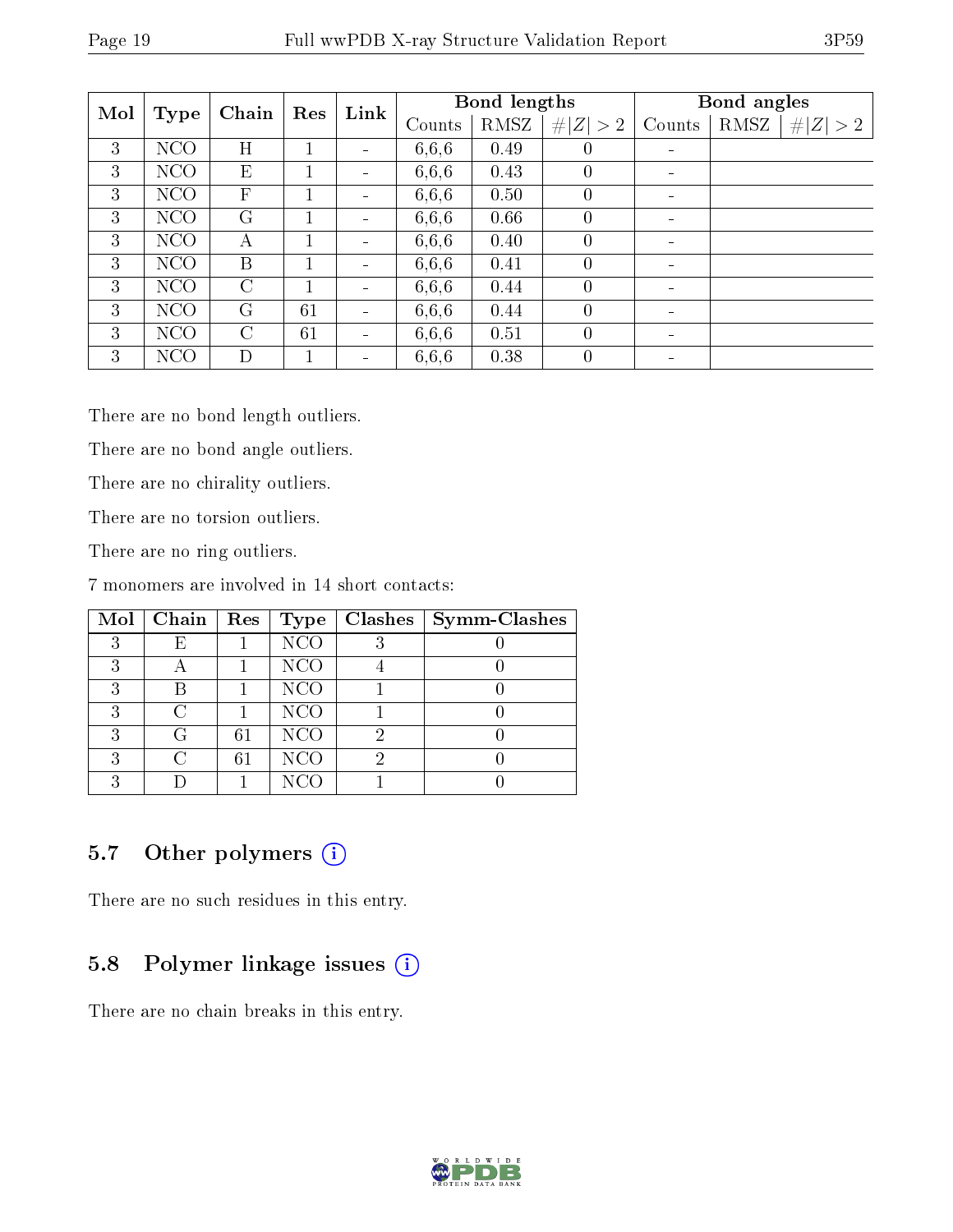| Mol | Type | Chain | Res | Link | Bond lengths | | | Bond angles | | |
|---|---|---|---|---|---|---|---|---|---|---|
| | | | | | Counts | RMSZ | #\|Z\| > 2 | Counts | RMSZ | #\|Z\| > 2 |
| 3 | NCO | H | 1 | - | 6,6,6 | 0.49 | 0 | - | | |
| 3 | NCO | E | 1 | - | 6,6,6 | 0.43 | 0 | - | | |
| 3 | NCO | F | 1 | - | 6,6,6 | 0.50 | 0 | - | | |
| 3 | NCO | G | 1 | - | 6,6,6 | 0.66 | 0 | - | | |
| 3 | NCO | A | 1 | - | 6,6,6 | 0.40 | 0 | - | | |
| 3 | NCO | B | 1 | - | 6,6,6 | 0.41 | 0 | - | | |
| 3 | NCO | C | 1 | - | 6,6,6 | 0.44 | 0 | - | | |
| 3 | NCO | G | 61 | - | 6,6,6 | 0.44 | 0 | - | | |
| 3 | NCO | C | 61 | - | 6,6,6 | 0.51 | 0 | - | | |
| 3 | NCO | D | 1 | - | 6,6,6 | 0.38 | 0 | - | | |

There are no bond length outliers.

There are no bond angle outliers.

There are no chirality outliers.

There are no torsion outliers.

There are no ring outliers.

7 monomers are involved in 14 short contacts:

| Mol | Chain | Res | Type | Clashes | Symm-Clashes |
|---|---|---|---|---|---|
| 3 | E | 1 | NCO | 3 | 0 |
| 3 | A | 1 | NCO | 4 | 0 |
| 3 | B | 1 | NCO | 1 | 0 |
| 3 | C | 1 | NCO | 1 | 0 |
| 3 | G | 61 | NCO | 2 | 0 |
| 3 | C | 61 | NCO | 2 | 0 |
| 3 | D | 1 | NCO | 1 | 0 |

## 5.7 Other polymers

There are no such residues in this entry.

## 5.8 Polymer linkage issues

There are no chain breaks in this entry.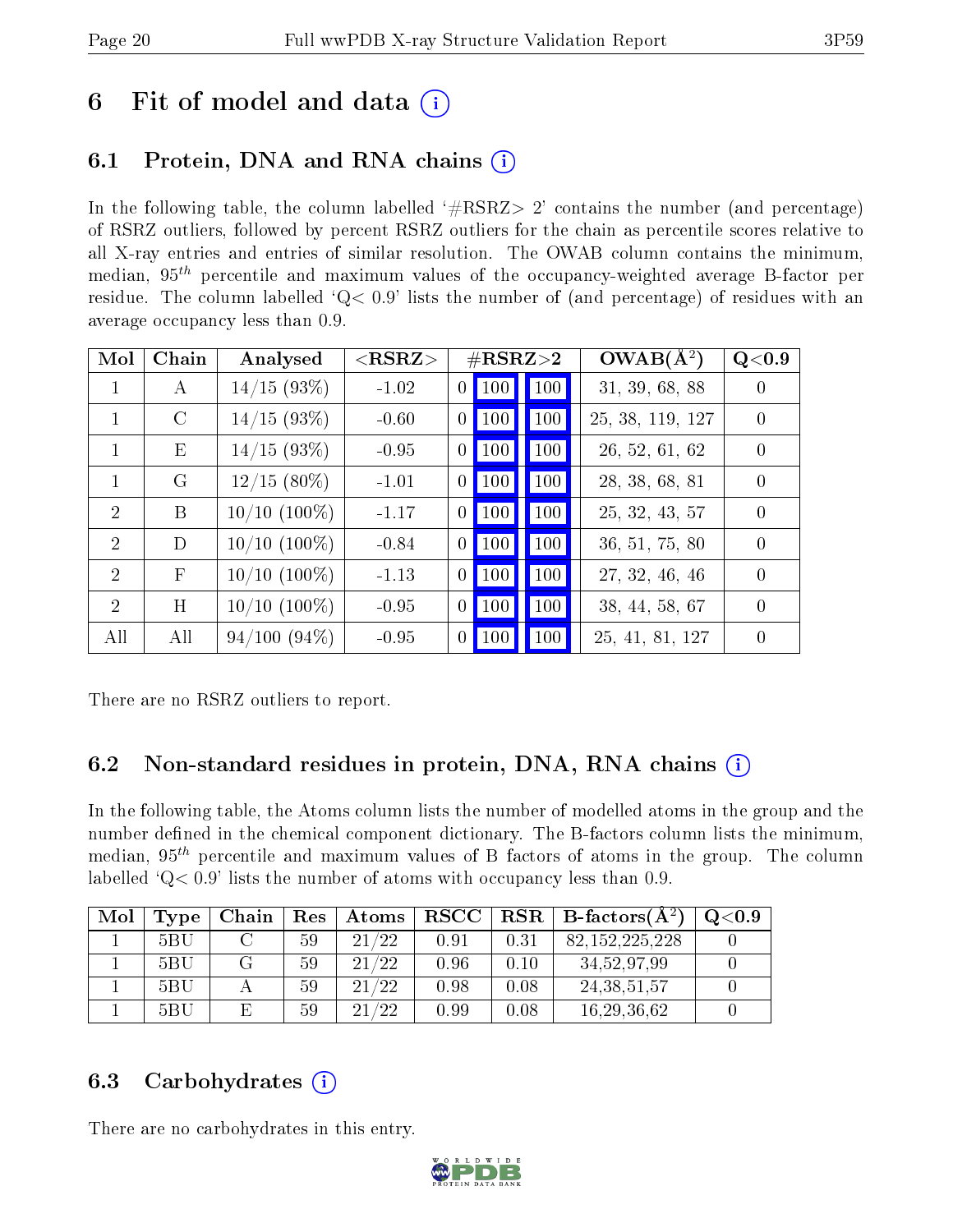# 6 Fit of model and data

## 6.1 Protein, DNA and RNA chains

In the following table, the column labelled '#RSRZ> 2' contains the number (and percentage) of RSRZ outliers, followed by percent RSRZ outliers for the chain as percentile scores relative to all X-ray entries and entries of similar resolution. The OWAB column contains the minimum, median, $95^{th}$ percentile and maximum values of the occupancy-weighted average B-factor per residue. The column labelled 'Q< 0.9' lists the number of (and percentage) of residues with an average occupancy less than 0.9.

| Mol | Chain | Analysed | <RSRZ> | #RSRZ>2 | | | OWAB(Å$^2$) | Q<0.9 |
|---|---|---|---|---|---|---|---|---|
| 1 | A | 14/15 (93%) | -1.02 | 0 | 100 | 100 | 31, 39, 68, 88 | 0 |
| 1 | C | 14/15 (93%) | -0.60 | 0 | 100 | 100 | 25, 38, 119, 127 | 0 |
| 1 | E | 14/15 (93%) | -0.95 | 0 | 100 | 100 | 26, 52, 61, 62 | 0 |
| 1 | G | 12/15 (80%) | -1.01 | 0 | 100 | 100 | 28, 38, 68, 81 | 0 |
| 2 | B | 10/10 (100%) | -1.17 | 0 | 100 | 100 | 25, 32, 43, 57 | 0 |
| 2 | D | 10/10 (100%) | -0.84 | 0 | 100 | 100 | 36, 51, 75, 80 | 0 |
| 2 | F | 10/10 (100%) | -1.13 | 0 | 100 | 100 | 27, 32, 46, 46 | 0 |
| 2 | H | 10/10 (100%) | -0.95 | 0 | 100 | 100 | 38, 44, 58, 67 | 0 |
| All | All | 94/100 (94%) | -0.95 | 0 | 100 | 100 | 25, 41, 81, 127 | 0 |

There are no RSRZ outliers to report.

## 6.2 Non-standard residues in protein, DNA, RNA chains

In the following table, the Atoms column lists the number of modelled atoms in the group and the number defined in the chemical component dictionary. The B-factors column lists the minimum, median, $95^{th}$ percentile and maximum values of B factors of atoms in the group. The column labelled 'Q< 0.9' lists the number of atoms with occupancy less than 0.9.

| Mol | Type | Chain | Res | Atoms | RSCC | RSR | B-factors(Å$^2$) | Q<0.9 |
|---|---|---|---|---|---|---|---|---|
| 1 | 5BU | C | 59 | 21/22 | 0.91 | 0.31 | 82,152,225,228 | 0 |
| 1 | 5BU | G | 59 | 21/22 | 0.96 | 0.10 | 34,52,97,99 | 0 |
| 1 | 5BU | A | 59 | 21/22 | 0.98 | 0.08 | 24,38,51,57 | 0 |
| 1 | 5BU | E | 59 | 21/22 | 0.99 | 0.08 | 16,29,36,62 | 0 |

## 6.3 Carbohydrates

There are no carbohydrates in this entry.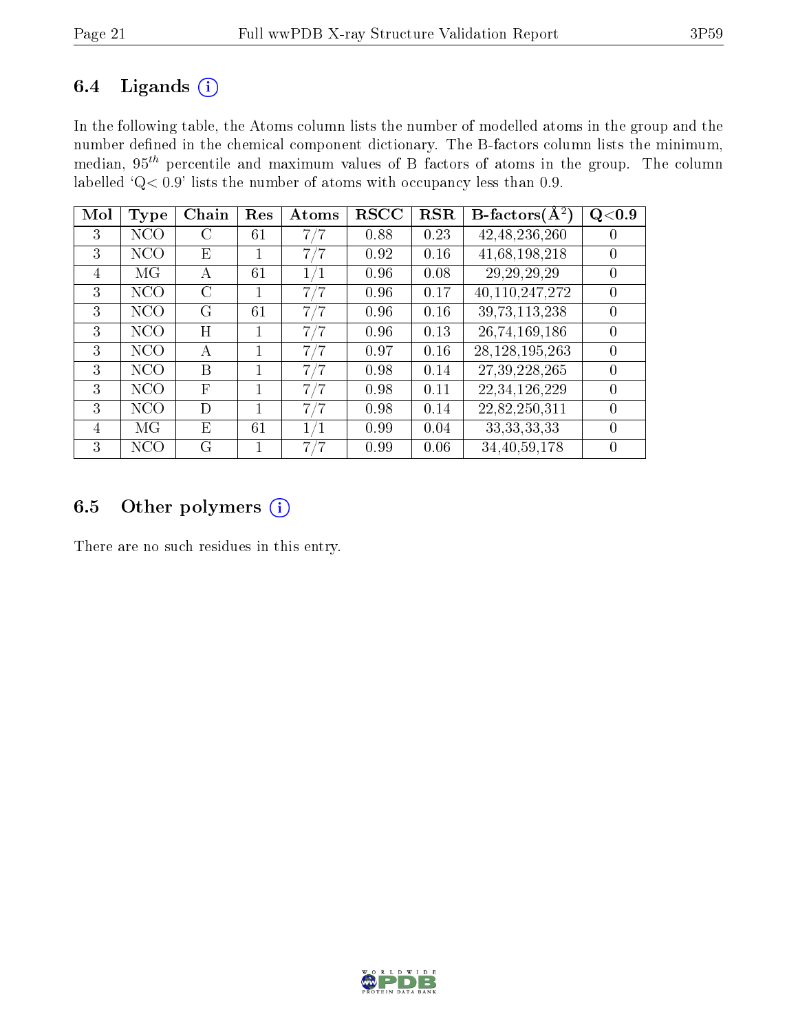### 6.4 Ligands ⓘ

In the following table, the Atoms column lists the number of modelled atoms in the group and the number defined in the chemical component dictionary. The B-factors column lists the minimum, median, $95^{th}$ percentile and maximum values of B factors of atoms in the group. The column labelled 'Q< 0.9' lists the number of atoms with occupancy less than 0.9.

| Mol | Type | Chain | Res | Atoms | RSCC | RSR | B-factors($Å^2$) | Q<0.9 |
|---|---|---|---|---|---|---|---|---|
| 3 | NCO | C | 61 | 7/7 | 0.88 | 0.23 | 42,48,236,260 | 0 |
| 3 | NCO | E | 1 | 7/7 | 0.92 | 0.16 | 41,68,198,218 | 0 |
| 4 | MG | A | 61 | 1/1 | 0.96 | 0.08 | 29,29,29,29 | 0 |
| 3 | NCO | C | 1 | 7/7 | 0.96 | 0.17 | 40,110,247,272 | 0 |
| 3 | NCO | G | 61 | 7/7 | 0.96 | 0.16 | 39,73,113,238 | 0 |
| 3 | NCO | H | 1 | 7/7 | 0.96 | 0.13 | 26,74,169,186 | 0 |
| 3 | NCO | A | 1 | 7/7 | 0.97 | 0.16 | 28,128,195,263 | 0 |
| 3 | NCO | B | 1 | 7/7 | 0.98 | 0.14 | 27,39,228,265 | 0 |
| 3 | NCO | F | 1 | 7/7 | 0.98 | 0.11 | 22,34,126,229 | 0 |
| 3 | NCO | D | 1 | 7/7 | 0.98 | 0.14 | 22,82,250,311 | 0 |
| 4 | MG | E | 61 | 1/1 | 0.99 | 0.04 | 33,33,33,33 | 0 |
| 3 | NCO | G | 1 | 7/7 | 0.99 | 0.06 | 34,40,59,178 | 0 |

### 6.5 Other polymers ⓘ

There are no such residues in this entry.